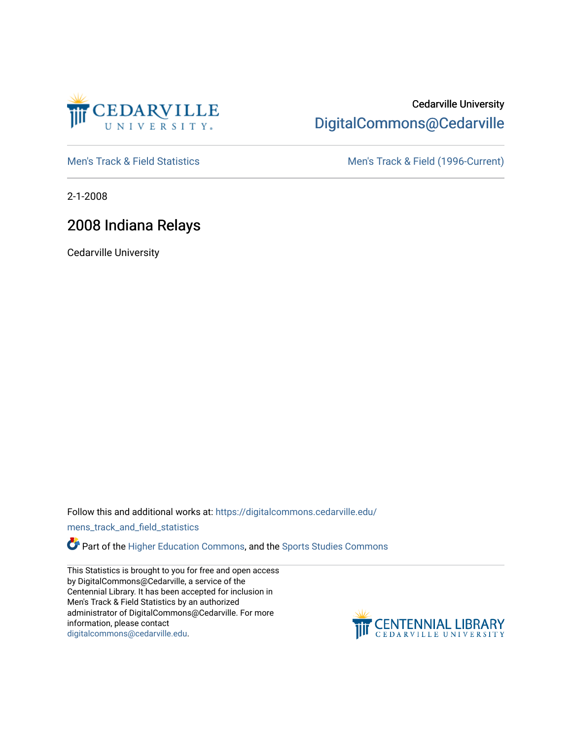Cedarville University

DigitalCommons@Cedarville

Men's Track & Field Statistics

Men's Track & Field (1996-Current)

2-1-2008

# 2008 Indiana Relays

Cedarville University

Follow this and additional works at: https://digitalcommons.cedarville.edu/mens_track_and_field_statistics

Part of the Higher Education Commons, and the Sports Studies Commons

This Statistics is brought to you for free and open access by DigitalCommons@Cedarville, a service of the Centennial Library. It has been accepted for inclusion in Men's Track & Field Statistics by an authorized administrator of DigitalCommons@Cedarville. For more information, please contact digitalcommons@cedarville.edu.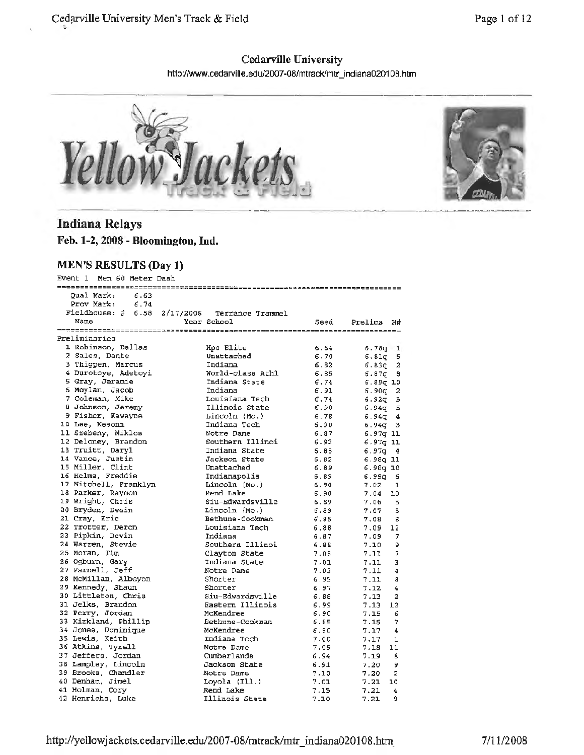## Cedarville University

http://www.cedarville.edu/2007-08/mtrack/mtr_indiana020108.htm

## Indiana Relays

**Feb. 1-2, 2008 - Bloomington, Ind.**

### MEN'S RESULTS (Day 1)

Event 1 Men 60 Meter Dash

Qual Mark: 6.63
Prov Mark: 6.74
Fieldhouse: # 6.58 2/17/2006 Terrance Trammel

**Preliminaries**

| | Name | Year | School | Seed | Prelims | H# |
|---|---|---|---|---|---|---|
| 1 | Robinson, Dallas | | Hpc Elite | 6.54 | 6.78q | 1 |
| 2 | Sales, Dante | | Unattached | 6.70 | 6.81q | 5 |
| 3 | Thiggen, Marcus | | Indiana | 6.82 | 6.83q | 2 |
| 4 | Durotoye, Adetoyi | | World-class Athl | 6.85 | 6.87q | 8 |
| 5 | Gray, Jeramie | | Indiana State | 6.74 | 6.89q | 10 |
| 6 | Moylan, Jacob | | Indiana | 6.91 | 6.90q | 2 |
| 7 | Coleman, Mike | | Louisiana Tech | 6.74 | 6.92q | 3 |
| 8 | Johnson, Jeremy | | Illinois State | 6.90 | 6.94q | 5 |
| 9 | Fisher, Kawayne | | Lincoln (Mo.) | 6.78 | 6.94q | 4 |
| 10 | Lee, Kesonn | | Indiana Tech | 6.90 | 6.94q | 3 |
| 11 | Szebeny, Miklos | | Notre Dame | 6.87 | 6.97q | 11 |
| 12 | Deloney, Brandon | | Southern Illinoi | 6.92 | 6.97q | 11 |
| 13 | Truitt, Daryl | | Indiana State | 6.88 | 6.97q | 4 |
| 14 | Vance, Justin | | Jackson State | 6.82 | 6.98q | 11 |
| 15 | Miller, Clint | | Unattached | 6.89 | 6.98q | 10 |
| 16 | Helms, Freddie | | Indianapolis | 6.89 | 6.99q | 6 |
| 17 | Mitchell, Franklyn | | Lincoln (Mo.) | 6.90 | 7.02 | 1 |
| 18 | Parker, Raymon | | Rend Lake | 6.90 | 7.04 | 10 |
| 19 | Wright, Chris | | Siu-Edwardsville | 6.89 | 7.06 | 5 |
| 20 | Bryden, Dwain | | Lincoln (Mo.) | 6.89 | 7.07 | 3 |
| 21 | Cray, Eric | | Bethune-Cookman | 6.85 | 7.08 | 8 |
| 22 | Trotter, Deron | | Louisiana Tech | 6.88 | 7.09 | 12 |
| 23 | Pipkin, Devin | | Indiana | 6.87 | 7.09 | 7 |
| 24 | Warren, Stevie | | Southern Illinoi | 6.88 | 7.10 | 9 |
| 25 | Moran, Tim | | Clayton State | 7.08 | 7.11 | 7 |
| 26 | Ogburn, Gary | | Indiana State | 7.01 | 7.11 | 3 |
| 27 | Farnell, Jeff | | Notre Dame | 7.03 | 7.11 | 4 |
| 28 | McMillan, Albeyon | | Shorter | 6.95 | 7.11 | 8 |
| 29 | Kennedy, Shaun | | Shorter | 6.97 | 7.12 | 4 |
| 30 | Littleton, Chris | | Siu-Edwardsville | 6.88 | 7.13 | 2 |
| 31 | Jelks, Brandon | | Eastern Illinois | 6.99 | 7.13 | 12 |
| 32 | Perry, Jordan | | McKendree | 6.90 | 7.15 | 6 |
| 33 | Kirkland, Phillip | | Bethune-Cookman | 6.85 | 7.15 | 7 |
| 34 | Jones, Dominique | | McKendree | 6.90 | 7.17 | 4 |
| 35 | Lewis, Keith | | Indiana Tech | 7.00 | 7.17 | 1 |
| 36 | Atkins, Tyrell | | Notre Dame | 7.09 | 7.18 | 11 |
| 37 | Jeffers, Jordan | | Cumberlands | 6.94 | 7.19 | 8 |
| 38 | Lampley, Lincoln | | Jackson State | 6.91 | 7.20 | 9 |
| 39 | Brooks, Chandler | | Notre Dame | 7.10 | 7.20 | 2 |
| 40 | Denham, Jimel | | Loyola (Ill.) | 7.01 | 7.21 | 10 |
| 41 | Holman, Cory | | Rend Lake | 7.15 | 7.21 | 4 |
| 42 | Henrichs, Luke | | Illinois State | 7.10 | 7.21 | 9 |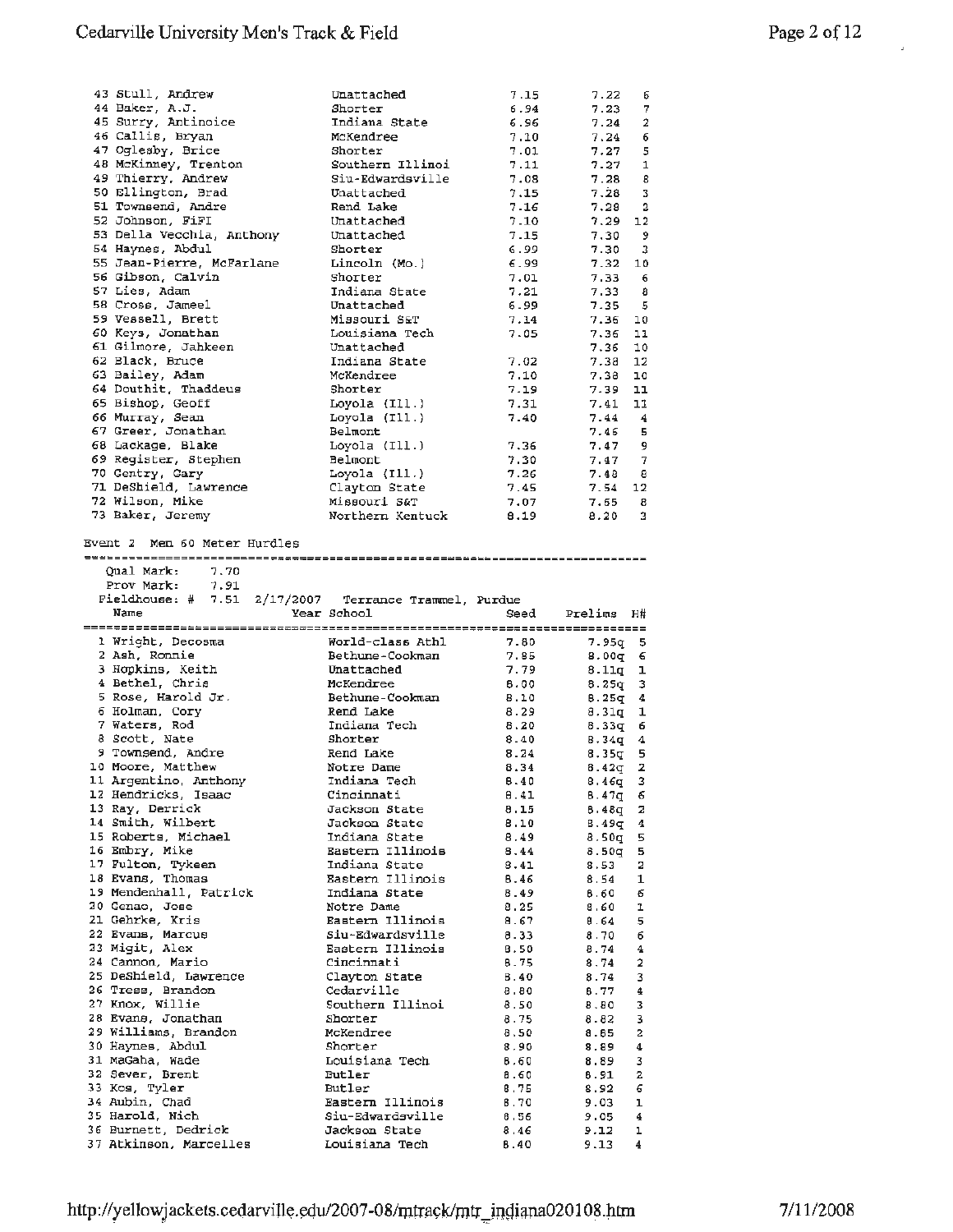| | Name | School | Seed | Prelims | H# |
|---|---|---|---|---|---|
| 43 | Stull, Andrew | Unattached | 7.15 | 7.22 | 6 |
| 44 | Baker, A.J. | Shorter | 6.94 | 7.23 | 7 |
| 45 | Surry, Antinoice | Indiana State | 6.96 | 7.24 | 2 |
| 46 | Callis, Bryan | McKendree | 7.10 | 7.24 | 6 |
| 47 | Oglesby, Brice | Shorter | 7.01 | 7.27 | 5 |
| 48 | McKinney, Trenton | Southern Illinoi | 7.11 | 7.27 | 1 |
| 49 | Thierry, Andrew | Siu-Edwardsville | 7.08 | 7.28 | 8 |
| 50 | Ellington, Brad | Unattached | 7.15 | 7.28 | 3 |
| 51 | Townsend, Andre | Rend Lake | 7.16 | 7.28 | 2 |
| 52 | Johnson, FiFI | Unattached | 7.10 | 7.29 | 12 |
| 53 | Della Vecchia, Anthony | Unattached | 7.15 | 7.30 | 9 |
| 54 | Haynes, Abdul | Shorter | 6.99 | 7.30 | 3 |
| 55 | Jean-Pierre, McFarlane | Lincoln (Mo.) | 6.99 | 7.32 | 10 |
| 56 | Gibson, Calvin | Shorter | 7.01 | 7.33 | 6 |
| 57 | Lies, Adam | Indiana State | 7.21 | 7.33 | 8 |
| 58 | Cross, Jameel | Unattached | 6.99 | 7.35 | 5 |
| 59 | Vessell, Brett | Missouri S&T | 7.14 | 7.36 | 10 |
| 60 | Keys, Jonathan | Louisiana Tech | 7.05 | 7.36 | 11 |
| 61 | Gilmore, Jahkeen | Unattached | | 7.36 | 10 |
| 62 | Black, Bruce | Indiana State | 7.02 | 7.38 | 12 |
| 63 | Bailey, Adam | McKendree | 7.10 | 7.38 | 10 |
| 64 | Douthit, Thaddeus | Shorter | 7.19 | 7.39 | 11 |
| 65 | Bishop, Geoff | Loyola (Ill.) | 7.31 | 7.41 | 11 |
| 66 | Murray, Sean | Loyola (Ill.) | 7.40 | 7.44 | 4 |
| 67 | Greer, Jonathan | Belmont | | 7.46 | 5 |
| 68 | Lackage, Blake | Loyola (Ill.) | 7.36 | 7.47 | 9 |
| 69 | Register, Stephen | Belmont | 7.30 | 7.47 | 7 |
| 70 | Gentry, Gary | Loyola (Ill.) | 7.26 | 7.48 | 8 |
| 71 | DeShield, Lawrence | Clayton State | 7.45 | 7.54 | 12 |
| 72 | Wilson, Mike | Missouri S&T | 7.07 | 7.65 | 8 |
| 73 | Baker, Jeremy | Northern Kentuck | 8.19 | 8.20 | 3 |

## Event 2 Men 60 Meter Hurdles

Qual Mark: 7.70
Prov Mark: 7.91
Fieldhouse: # 7.51 2/17/2007 Terrance Trammel, Purdue

| | Name | Year School | Seed | Prelims | H# |
|---|---|---|---|---|---|
| 1 | Wright, Decosma | World-class Athl | 7.80 | 7.95q | 5 |
| 2 | Ash, Ronnie | Bethune-Cookman | 7.85 | 8.00q | 6 |
| 3 | Hopkins, Keith | Unattached | 7.79 | 8.11q | 1 |
| 4 | Bethel, Chris | McKendree | 8.00 | 8.25q | 3 |
| 5 | Rose, Harold Jr. | Bethune-Cookman | 8.10 | 8.25q | 4 |
| 6 | Holman, Cory | Rend Lake | 8.29 | 8.31q | 1 |
| 7 | Waters, Rod | Indiana Tech | 8.20 | 8.33q | 6 |
| 8 | Scott, Nate | Shorter | 8.40 | 8.34q | 4 |
| 9 | Townsend, Andre | Rend Lake | 8.24 | 8.35q | 5 |
| 10 | Moore, Matthew | Notre Dame | 8.34 | 8.42q | 2 |
| 11 | Argentino, Anthony | Indiana Tech | 8.40 | 8.46q | 3 |
| 12 | Hendricks, Isaac | Cincinnati | 8.41 | 8.47q | 6 |
| 13 | Ray, Derrick | Jackson State | 8.15 | 8.48q | 2 |
| 14 | Smith, Wilbert | Jackson State | 8.10 | 8.49q | 4 |
| 15 | Roberts, Michael | Indiana State | 8.49 | 8.50q | 5 |
| 16 | Embry, Mike | Eastern Illinois | 8.44 | 8.50q | 5 |
| 17 | Fulton, Tykeen | Indiana State | 8.41 | 8.53 | 2 |
| 18 | Evans, Thomas | Eastern Illinois | 8.46 | 8.54 | 1 |
| 19 | Mendenhall, Patrick | Indiana State | 8.49 | 8.60 | 6 |
| 20 | Cenac, Jose | Notre Dame | 8.25 | 8.60 | 1 |
| 21 | Gehrke, Kris | Eastern Illinois | 8.67 | 8.64 | 5 |
| 22 | Evans, Marcus | Siu-Edwardsville | 8.33 | 8.70 | 6 |
| 23 | Migit, Alex | Eastern Illinois | 8.50 | 8.74 | 4 |
| 24 | Cannon, Mario | Cincinnati | 8.75 | 8.74 | 2 |
| 25 | DeShield, Lawrence | Clayton State | 8.40 | 8.74 | 3 |
| 26 | Tress, Brandon | Cedarville | 8.80 | 8.77 | 4 |
| 27 | Knox, Willie | Southern Illinoi | 8.50 | 8.80 | 3 |
| 28 | Evans, Jonathan | Shorter | 8.75 | 8.82 | 3 |
| 29 | Williams, Brandon | McKendree | 8.50 | 8.85 | 2 |
| 30 | Haynes, Abdul | Shorter | 8.90 | 8.89 | 4 |
| 31 | MaGaha, Wade | Louisiana Tech | 8.60 | 8.89 | 3 |
| 32 | Sever, Brent | Butler | 8.60 | 8.91 | 2 |
| 33 | Kos, Tyler | Butler | 8.75 | 8.92 | 6 |
| 34 | Aubin, Chad | Eastern Illinois | 8.70 | 9.03 | 1 |
| 35 | Harold, Nich | Siu-Edwardsville | 8.56 | 9.05 | 4 |
| 36 | Burnett, Dedrick | Jackson State | 8.46 | 9.12 | 1 |
| 37 | Atkinson, Marcelles | Louisiana Tech | 8.40 | 9.13 | 4 |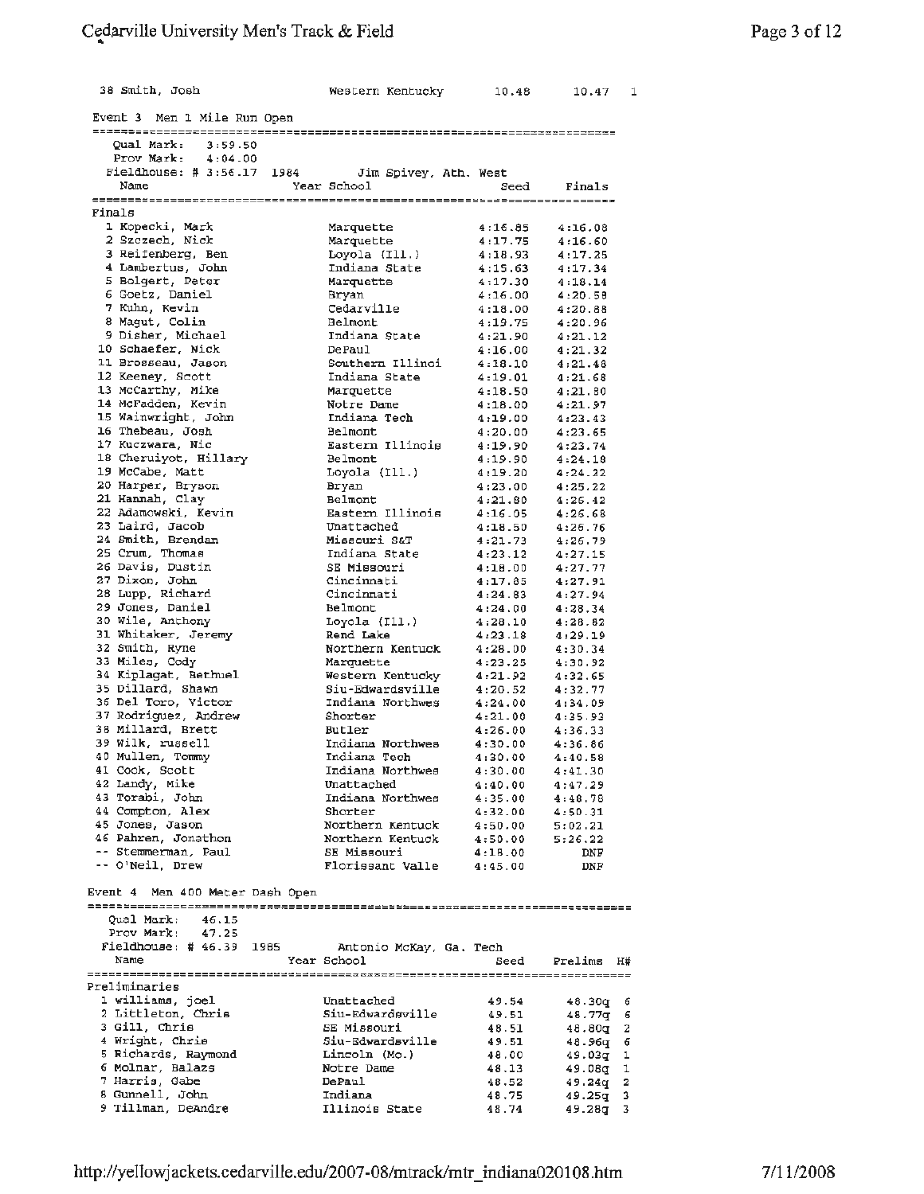| | Name | Year School | Seed | Finals | H# |
|---|---|---|---|---|---|
| 38 | Smith, Josh | Western Kentucky | 10.48 | 10.47 | 1 |

## Event 3 Men 1 Mile Run Open

Qual Mark: 3:59.50
Prov Mark: 4:04.00
Fieldhouse: # 3:56.17 1984 Jim Spivey, Ath. West

### Finals

| | Name | Year School | Seed | Finals |
|---|---|---|---|---|
| 1 | Kopecki, Mark | Marquette | 4:16.85 | 4:16.08 |
| 2 | Szczech, Nick | Marquette | 4:17.75 | 4:16.60 |
| 3 | Reifenberg, Ben | Loyola (Ill.) | 4:18.93 | 4:17.25 |
| 4 | Lambertus, John | Indiana State | 4:15.63 | 4:17.34 |
| 5 | Bolgert, Peter | Marquette | 4:17.30 | 4:18.14 |
| 6 | Goetz, Daniel | Bryan | 4:16.00 | 4:20.58 |
| 7 | Kuhn, Kevin | Cedarville | 4:18.00 | 4:20.88 |
| 8 | Magut, Colin | Belmont | 4:19.75 | 4:20.96 |
| 9 | Disher, Michael | Indiana State | 4:21.90 | 4:21.12 |
| 10 | Schaefer, Nick | DePaul | 4:16.00 | 4:21.32 |
| 11 | Brosseau, Jason | Southern Illinoi | 4:18.10 | 4:21.48 |
| 12 | Keeney, Scott | Indiana State | 4:19.01 | 4:21.68 |
| 13 | McCarthy, Mike | Marquette | 4:18.50 | 4:21.80 |
| 14 | McFadden, Kevin | Notre Dame | 4:18.00 | 4:21.97 |
| 15 | Wainwright, John | Indiana Tech | 4:19.00 | 4:23.43 |
| 16 | Thebeau, Josh | Belmont | 4:20.00 | 4:23.65 |
| 17 | Kuczwara, Nic | Eastern Illinois | 4:19.90 | 4:23.74 |
| 18 | Cheruiyot, Hillary | Belmont | 4:19.90 | 4:24.18 |
| 19 | McCabe, Matt | Loyola (Ill.) | 4:19.20 | 4:24.22 |
| 20 | Harper, Bryson | Bryan | 4:23.00 | 4:25.22 |
| 21 | Hannah, Clay | Belmont | 4:21.80 | 4:26.42 |
| 22 | Adamowski, Kevin | Eastern Illinois | 4:16.05 | 4:26.68 |
| 23 | Laird, Jacob | Unattached | 4:18.50 | 4:26.76 |
| 24 | Smith, Brendan | Missouri S&T | 4:21.73 | 4:26.79 |
| 25 | Crum, Thomas | Indiana State | 4:23.12 | 4:27.15 |
| 26 | Davis, Dustin | SE Missouri | 4:18.00 | 4:27.77 |
| 27 | Dixon, John | Cincinnati | 4:17.85 | 4:27.91 |
| 28 | Lupp, Richard | Cincinnati | 4:24.83 | 4:27.94 |
| 29 | Jones, Daniel | Belmont | 4:24.00 | 4:28.34 |
| 30 | Wile, Anthony | Loyola (Ill.) | 4:28.10 | 4:28.82 |
| 31 | Whitaker, Jeremy | Rend Lake | 4:23.18 | 4:29.19 |
| 32 | Smith, Ryne | Northern Kentuck | 4:28.00 | 4:30.34 |
| 33 | Miles, Cody | Marquette | 4:23.25 | 4:30.92 |
| 34 | Kiplagat, Bethuel | Western Kentucky | 4:21.92 | 4:32.65 |
| 35 | Dillard, Shawn | Siu-Edwardsville | 4:20.52 | 4:32.77 |
| 36 | Del Toro, Victor | Indiana Northwes | 4:24.00 | 4:34.09 |
| 37 | Rodriguez, Andrew | Shorter | 4:21.00 | 4:35.93 |
| 38 | Millard, Brett | Butler | 4:26.00 | 4:36.33 |
| 39 | Wilk, russell | Indiana Northwes | 4:30.00 | 4:36.86 |
| 40 | Mullen, Tommy | Indiana Tech | 4:30.00 | 4:40.58 |
| 41 | Cook, Scott | Indiana Northwes | 4:30.00 | 4:41.30 |
| 42 | Landy, Mike | Unattached | 4:40.00 | 4:47.29 |
| 43 | Torabi, John | Indiana Northwes | 4:35.00 | 4:48.78 |
| 44 | Compton, Alex | Shorter | 4:32.00 | 4:50.31 |
| 45 | Jones, Jason | Northern Kentuck | 4:50.00 | 5:02.21 |
| 46 | Pahren, Jonathon | Northern Kentuck | 4:50.00 | 5:26.22 |
| -- | Stemmerman, Paul | SE Missouri | 4:18.00 | DNF |
| -- | O'Neil, Drew | Florissant Valle | 4:45.00 | DNF |

## Event 4 Men 400 Meter Dash Open

Qual Mark: 46.15
Prov Mark: 47.25
Fieldhouse: # 46.39 1985 Antonio McKay, Ga. Tech

### Preliminaries

| | Name | Year School | Seed | Prelims | H# |
|---|---|---|---|---|---|
| 1 | williams, joel | Unattached | 49.54 | 48.30q | 6 |
| 2 | Littleton, Chris | Siu-Edwardsville | 49.51 | 48.77q | 6 |
| 3 | Gill, Chris | SE Missouri | 48.51 | 48.80q | 2 |
| 4 | Wright, Chris | Siu-Edwardsville | 49.51 | 48.96q | 6 |
| 5 | Richards, Raymond | Lincoln (Mo.) | 48.00 | 49.03q | 1 |
| 6 | Molnar, Balazs | Notre Dame | 48.13 | 49.08q | 1 |
| 7 | Harris, Gabe | DePaul | 48.52 | 49.24q | 2 |
| 8 | Gunnell, John | Indiana | 48.75 | 49.25q | 3 |
| 9 | Tillman, DeAndre | Illinois State | 48.74 | 49.28q | 3 |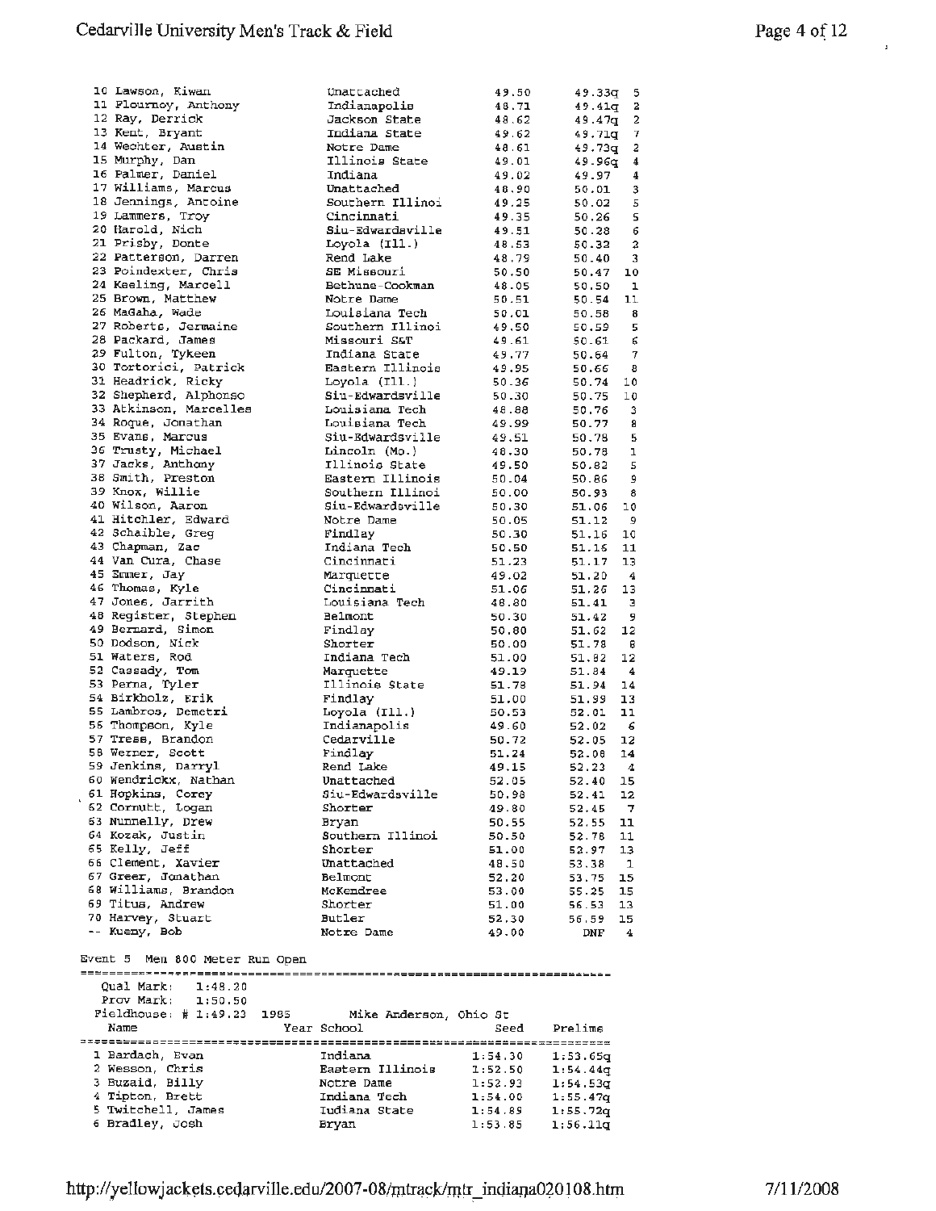| Place | Name | School | Seed | Prelims | Heat |
|---|---|---|---|---|---|
| 10 | Lawson, Kiwan | Unattached | 49.50 | 49.33q | 5 |
| 11 | Flournoy, Anthony | Indianapolis | 48.71 | 49.41q | 2 |
| 12 | Ray, Derrick | Jackson State | 48.62 | 49.47q | 2 |
| 13 | Kent, Bryant | Indiana State | 49.62 | 49.71q | 7 |
| 14 | Wechter, Austin | Notre Dame | 48.61 | 49.73q | 2 |
| 15 | Murphy, Dan | Illinois State | 49.01 | 49.96q | 4 |
| 16 | Palmer, Daniel | Indiana | 49.02 | 49.97 | 4 |
| 17 | Williams, Marcus | Unattached | 48.90 | 50.01 | 3 |
| 18 | Jennings, Antoine | Southern Illinoi | 49.25 | 50.02 | 5 |
| 19 | Lammers, Troy | Cincinnati | 49.35 | 50.26 | 5 |
| 20 | Harold, Nich | Siu-Edwardsville | 49.51 | 50.28 | 6 |
| 21 | Prisby, Donte | Loyola (Ill.) | 48.53 | 50.32 | 2 |
| 22 | Patterson, Darren | Rend Lake | 48.79 | 50.40 | 3 |
| 23 | Poindexter, Chris | SE Missouri | 50.50 | 50.47 | 10 |
| 24 | Keeling, Marcell | Bethune-Cookman | 48.05 | 50.50 | 1 |
| 25 | Brown, Matthew | Notre Dame | 50.51 | 50.54 | 11 |
| 26 | MaGaha, Wade | Louisiana Tech | 50.01 | 50.58 | 8 |
| 27 | Roberts, Jermaine | Southern Illinoi | 49.50 | 50.59 | 5 |
| 28 | Packard, James | Missouri S&T | 49.61 | 50.61 | 6 |
| 29 | Fulton, Tykeen | Indiana State | 49.77 | 50.64 | 7 |
| 30 | Tortorici, Patrick | Eastern Illinois | 49.95 | 50.66 | 8 |
| 31 | Headrick, Ricky | Loyola (Ill.) | 50.36 | 50.74 | 10 |
| 32 | Shepherd, Alphonso | Siu-Edwardsville | 50.30 | 50.75 | 10 |
| 33 | Atkinson, Marcelles | Louisiana Tech | 48.88 | 50.76 | 3 |
| 34 | Roque, Jonathan | Louisiana Tech | 49.99 | 50.77 | 8 |
| 35 | Evans, Marcus | Siu-Edwardsville | 49.51 | 50.78 | 5 |
| 36 | Trusty, Michael | Lincoln (Mo.) | 48.30 | 50.78 | 1 |
| 37 | Jacks, Anthony | Illinois State | 49.50 | 50.82 | 5 |
| 38 | Smith, Preston | Eastern Illinois | 50.04 | 50.86 | 9 |
| 39 | Knox, Willie | Southern Illinoi | 50.00 | 50.93 | 8 |
| 40 | Wilson, Aaron | Siu-Edwardsville | 50.30 | 51.06 | 10 |
| 41 | Hitchler, Edward | Notre Dame | 50.05 | 51.12 | 9 |
| 42 | Schaible, Greg | Findlay | 50.30 | 51.16 | 10 |
| 43 | Chapman, Zac | Indiana Tech | 50.50 | 51.16 | 11 |
| 44 | Van Cura, Chase | Cincinnati | 51.23 | 51.17 | 13 |
| 45 | Emmer, Jay | Marquette | 49.02 | 51.20 | 4 |
| 46 | Thomas, Kyle | Cincinnati | 51.06 | 51.26 | 13 |
| 47 | Jones, Jarrith | Louisiana Tech | 48.80 | 51.41 | 3 |
| 48 | Register, Stephen | Belmont | 50.30 | 51.42 | 9 |
| 49 | Bernard, Simon | Findlay | 50.80 | 51.62 | 12 |
| 50 | Dodson, Nick | Shorter | 50.00 | 51.78 | 8 |
| 51 | Waters, Rod | Indiana Tech | 51.00 | 51.82 | 12 |
| 52 | Cassady, Tom | Marquette | 49.19 | 51.84 | 4 |
| 53 | Perna, Tyler | Illinois State | 51.78 | 51.94 | 14 |
| 54 | Birkholz, Erik | Findlay | 51.00 | 51.99 | 13 |
| 55 | Lambros, Demetri | Loyola (Ill.) | 50.53 | 52.01 | 11 |
| 56 | Thompson, Kyle | Indianapolis | 49.60 | 52.02 | 6 |
| 57 | Tress, Brandon | Cedarville | 50.72 | 52.05 | 12 |
| 58 | Werner, Scott | Findlay | 51.24 | 52.08 | 14 |
| 59 | Jenkins, Darryl | Rend Lake | 49.15 | 52.23 | 4 |
| 60 | Wendrickx, Nathan | Unattached | 52.05 | 52.40 | 15 |
| 61 | Hopkins, Corey | Siu-Edwardsville | 50.98 | 52.41 | 12 |
| 62 | Cornutt, Logan | Shorter | 49.80 | 52.45 | 7 |
| 63 | Nunnelly, Drew | Bryan | 50.55 | 52.55 | 11 |
| 64 | Kozak, Justin | Southern Illinoi | 50.50 | 52.78 | 11 |
| 65 | Kelly, Jeff | Shorter | 51.00 | 52.97 | 13 |
| 66 | Clement, Xavier | Unattached | 48.50 | 53.38 | 1 |
| 67 | Greer, Jonathan | Belmont | 52.20 | 53.75 | 15 |
| 68 | Williams, Brandon | McKendree | 53.00 | 55.25 | 15 |
| 69 | Titus, Andrew | Shorter | 51.00 | 56.53 | 13 |
| 70 | Harvey, Stuart | Butler | 52.30 | 56.59 | 15 |
| -- | Kueny, Bob | Notre Dame | 49.00 | DNF | 4 |

Event 5 Men 800 Meter Run Open

Qual Mark: 1:48.20
Prov Mark: 1:50.50
Fieldhouse: # 1:49.23 1985 Mike Anderson, Ohio St

| Place | Name | Year | School | Seed | Prelims |
|---|---|---|---|---|---|
| 1 | Bardach, Evan | | Indiana | 1:54.30 | 1:53.65q |
| 2 | Wesson, Chris | | Eastern Illinois | 1:52.50 | 1:54.44q |
| 3 | Buzaid, Billy | | Notre Dame | 1:52.93 | 1:54.53q |
| 4 | Tipton, Brett | | Indiana Tech | 1:54.00 | 1:55.47q |
| 5 | Twitchell, James | | Indiana State | 1:54.89 | 1:55.72q |
| 6 | Bradley, Josh | | Bryan | 1:53.85 | 1:56.11q |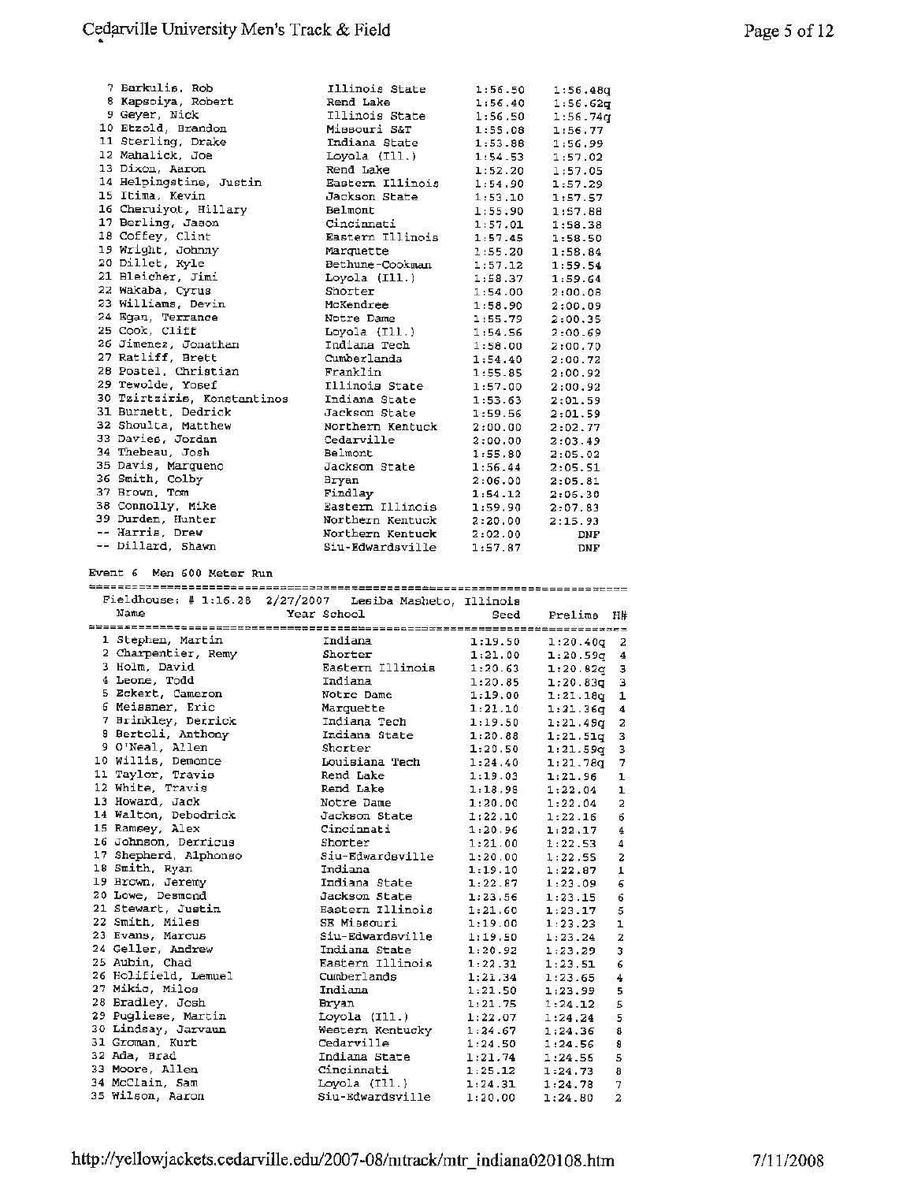| Place | Name | School | Seed | Prelims |
|---|---|---|---|---|
| 7 | Barkulis, Rob | Illinois State | 1:56.50 | 1:56.48q |
| 8 | Kapsoiya, Robert | Rend Lake | 1:56.40 | 1:56.62q |
| 9 | Geyer, Nick | Illinois State | 1:56.50 | 1:56.74q |
| 10 | Etzold, Brandon | Missouri S&T | 1:55.08 | 1:56.77 |
| 11 | Sterling, Drake | Indiana State | 1:53.88 | 1:56.99 |
| 12 | Mahalick, Joe | Loyola (Ill.) | 1:54.53 | 1:57.02 |
| 13 | Dixon, Aaron | Rend Lake | 1:52.20 | 1:57.05 |
| 14 | Helpingstine, Justin | Eastern Illinois | 1:54.90 | 1:57.29 |
| 15 | Itima, Kevin | Jackson State | 1:53.10 | 1:57.57 |
| 16 | Cheruiyot, Hillary | Belmont | 1:55.90 | 1:57.88 |
| 17 | Berling, Jason | Cincinnati | 1:57.01 | 1:58.38 |
| 18 | Coffey, Clint | Eastern Illinois | 1:57.45 | 1:58.50 |
| 19 | Wright, Johnny | Marquette | 1:55.20 | 1:58.84 |
| 20 | Dillet, Kyle | Bethune-Cookman | 1:57.12 | 1:59.54 |
| 21 | Bleicher, Jimi | Loyola (Ill.) | 1:58.37 | 1:59.64 |
| 22 | Wakaba, Cyrus | Shorter | 1:54.00 | 2:00.08 |
| 23 | Williams, Devin | McKendree | 1:58.90 | 2:00.09 |
| 24 | Egan, Terrance | Notre Dame | 1:55.79 | 2:00.35 |
| 25 | Cook, Cliff | Loyola (Ill.) | 1:54.56 | 2:00.69 |
| 26 | Jimenez, Jonathan | Indiana Tech | 1:58.00 | 2:00.70 |
| 27 | Ratliff, Brett | Cumberlands | 1:54.40 | 2:00.72 |
| 28 | Postel, Christian | Franklin | 1:55.85 | 2:00.92 |
| 29 | Tewolde, Yosef | Illinois State | 1:57.00 | 2:00.92 |
| 30 | Tzirtziris, Konstantinos | Indiana State | 1:53.63 | 2:01.59 |
| 31 | Burnett, Dedrick | Jackson State | 1:59.56 | 2:01.59 |
| 32 | Shoults, Matthew | Northern Kentuck | 2:00.00 | 2:02.77 |
| 33 | Davies, Jordan | Cedarville | 2:00.00 | 2:03.49 |
| 34 | Thebeau, Josh | Belmont | 1:55.80 | 2:05.02 |
| 35 | Davis, Marqueno | Jackson State | 1:56.44 | 2:05.51 |
| 36 | Smith, Colby | Bryan | 2:06.00 | 2:05.81 |
| 37 | Brown, Tom | Findlay | 1:54.12 | 2:06.30 |
| 38 | Connolly, Mike | Eastern Illinois | 1:59.90 | 2:07.83 |
| 39 | Durden, Hunter | Northern Kentuck | 2:20.00 | 2:15.93 |
| -- | Harris, Drew | Northern Kentuck | 2:02.00 | DNF |
| -- | Dillard, Shawn | Siu-Edwardsville | 1:57.87 | DNF |

## Event 6 Men 600 Meter Run

Fieldhouse: # 1:16.28 2/27/2007 Lesiba Masheto, Illinois

| Place | Name | Year School | Seed | Prelims | H# |
|---|---|---|---|---|---|
| 1 | Stephen, Martin | Indiana | 1:19.50 | 1:20.40q | 2 |
| 2 | Charpentier, Remy | Shorter | 1:21.00 | 1:20.59q | 4 |
| 3 | Holm, David | Eastern Illinois | 1:20.63 | 1:20.82q | 3 |
| 4 | Leone, Todd | Indiana | 1:20.85 | 1:20.83q | 3 |
| 5 | Eckert, Cameron | Notre Dame | 1:19.00 | 1:21.18q | 1 |
| 6 | Meissner, Eric | Marquette | 1:21.10 | 1:21.36q | 4 |
| 7 | Brinkley, Derrick | Indiana Tech | 1:19.50 | 1:21.49q | 2 |
| 8 | Bertoli, Anthony | Indiana State | 1:20.88 | 1:21.51q | 3 |
| 9 | O'Neal, Allen | Shorter | 1:20.50 | 1:21.59q | 3 |
| 10 | Willis, Demonte | Louisiana Tech | 1:24.40 | 1:21.78q | 7 |
| 11 | Taylor, Travis | Rend Lake | 1:19.03 | 1:21.96 | 1 |
| 12 | White, Travis | Rend Lake | 1:18.98 | 1:22.04 | 1 |
| 13 | Howard, Jack | Notre Dame | 1:20.00 | 1:22.04 | 2 |
| 14 | Walton, Debodrick | Jackson State | 1:22.10 | 1:22.16 | 6 |
| 15 | Ramsey, Alex | Cincinnati | 1:20.96 | 1:22.17 | 4 |
| 16 | Johnson, Derricus | Shorter | 1:21.00 | 1:22.53 | 4 |
| 17 | Shepherd, Alphonso | Siu-Edwardsville | 1:20.00 | 1:22.55 | 2 |
| 18 | Smith, Ryan | Indiana | 1:19.10 | 1:22.87 | 1 |
| 19 | Brown, Jeremy | Indiana State | 1:22.87 | 1:23.09 | 6 |
| 20 | Lowe, Desmond | Jackson State | 1:23.56 | 1:23.15 | 6 |
| 21 | Stewart, Justin | Eastern Illinois | 1:21.60 | 1:23.17 | 5 |
| 22 | Smith, Miles | SE Missouri | 1:19.00 | 1:23.23 | 1 |
| 23 | Evans, Marcus | Siu-Edwardsville | 1:19.50 | 1:23.24 | 2 |
| 24 | Geller, Andrew | Indiana State | 1:20.92 | 1:23.29 | 3 |
| 25 | Aubin, Chad | Eastern Illinois | 1:22.31 | 1:23.51 | 6 |
| 26 | Holifield, Lemuel | Cumberlands | 1:21.34 | 1:23.65 | 4 |
| 27 | Mikic, Milos | Indiana | 1:21.50 | 1:23.99 | 5 |
| 28 | Bradley, Josh | Bryan | 1:21.75 | 1:24.12 | 5 |
| 29 | Pugliese, Martin | Loyola (Ill.) | 1:22.07 | 1:24.24 | 5 |
| 30 | Lindsay, Jarvaun | Western Kentucky | 1:24.67 | 1:24.36 | 8 |
| 31 | Groman, Kurt | Cedarville | 1:24.50 | 1:24.56 | 8 |
| 32 | Ada, Brad | Indiana State | 1:21.74 | 1:24.56 | 5 |
| 33 | Moore, Allen | Cincinnati | 1:25.12 | 1:24.73 | 8 |
| 34 | McClain, Sam | Loyola (Ill.) | 1:24.31 | 1:24.78 | 7 |
| 35 | Wilson, Aaron | Siu-Edwardsville | 1:20.00 | 1:24.80 | 2 |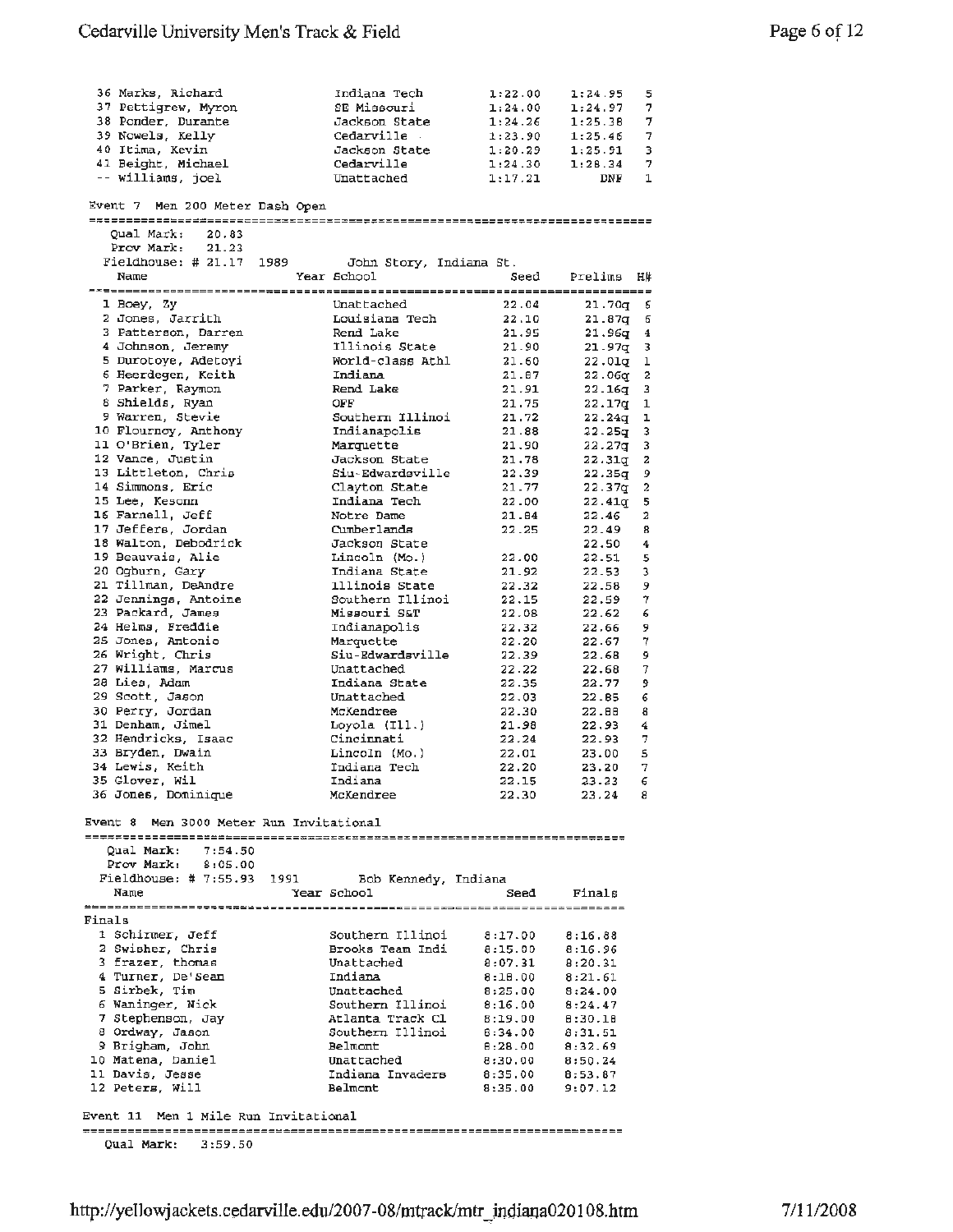| Place | Name | Year | School | Seed | Prelims | H# |
|---|---|---|---|---|---|---|
| 36 | Marks, Richard | | Indiana Tech | 1:22.00 | 1:24.95 | 5 |
| 37 | Pettigrew, Myron | | SE Missouri | 1:24.00 | 1:24.97 | 7 |
| 38 | Ponder, Durante | | Jackson State | 1:24.26 | 1:25.38 | 7 |
| 39 | Nowels, Kelly | | Cedarville | 1:23.90 | 1:25.46 | 7 |
| 40 | Itima, Kevin | | Jackson State | 1:20.29 | 1:25.91 | 3 |
| 41 | Beight, Michael | | Cedarville | 1:24.30 | 1:28.34 | 7 |
| -- | Williams, joel | | Unattached | 1:17.21 | DNF | 1 |

Event 7 Men 200 Meter Dash Open

Qual Mark: 20.83
Prov Mark: 21.23
Fieldhouse: # 21.17 1989 John Story, Indiana St.

| Place | Name | Year | School | Seed | Prelims | H# |
|---|---|---|---|---|---|---|
| 1 | Boey, Zy | | Unattached | 22.04 | 21.70q | 6 |
| 2 | Jones, Jarrith | | Louisiana Tech | 22.10 | 21.87q | 6 |
| 3 | Patterson, Darren | | Rend Lake | 21.95 | 21.96q | 4 |
| 4 | Johnson, Jeremy | | Illinois State | 21.90 | 21.97q | 3 |
| 5 | Durotoye, Adetoyi | | World-class Athl | 21.60 | 22.01q | 1 |
| 6 | Heerdegen, Keith | | Indiana | 21.87 | 22.06q | 2 |
| 7 | Parker, Raymon | | Rend Lake | 21.91 | 22.16q | 3 |
| 8 | Shields, Ryan | | OFF | 21.75 | 22.17q | 1 |
| 9 | Warren, Stevie | | Southern Illinoi | 21.72 | 22.24q | 1 |
| 10 | Flournoy, Anthony | | Indianapolis | 21.88 | 22.25q | 3 |
| 11 | O'Brien, Tyler | | Marquette | 21.90 | 22.27q | 3 |
| 12 | Vance, Justin | | Jackson State | 21.78 | 22.31q | 2 |
| 13 | Littleton, Chris | | Siu-Edwardsville | 22.39 | 22.35q | 9 |
| 14 | Simmons, Eric | | Clayton State | 21.77 | 22.37q | 2 |
| 15 | Lee, Kesonn | | Indiana Tech | 22.00 | 22.41q | 5 |
| 16 | Farnell, Jeff | | Notre Dame | 21.84 | 22.46 | 2 |
| 17 | Jeffers, Jordan | | Cumberlands | 22.25 | 22.49 | 8 |
| 18 | Walton, Debodrick | | Jackson State | | 22.50 | 4 |
| 19 | Beauvais, Alie | | Lincoln (Mo.) | 22.00 | 22.51 | 5 |
| 20 | Ogburn, Gary | | Indiana State | 21.92 | 22.53 | 3 |
| 21 | Tillman, DeAndre | | Illinois State | 22.32 | 22.58 | 9 |
| 22 | Jennings, Antoine | | Southern Illinoi | 22.15 | 22.59 | 7 |
| 23 | Packard, James | | Missouri S&T | 22.08 | 22.62 | 6 |
| 24 | Helms, Freddie | | Indianapolis | 22.32 | 22.66 | 9 |
| 25 | Jones, Antonio | | Marquette | 22.20 | 22.67 | 7 |
| 26 | Wright, Chris | | Siu-Edwardsville | 22.39 | 22.68 | 9 |
| 27 | Williams, Marcus | | Unattached | 22.22 | 22.68 | 7 |
| 28 | Lies, Adam | | Indiana State | 22.35 | 22.77 | 9 |
| 29 | Scott, Jason | | Unattached | 22.03 | 22.85 | 6 |
| 30 | Perry, Jordan | | McKendree | 22.30 | 22.88 | 8 |
| 31 | Denham, Jimel | | Loyola (Ill.) | 21.98 | 22.93 | 4 |
| 32 | Hendricks, Isaac | | Cincinnati | 22.24 | 22.93 | 7 |
| 33 | Bryden, Dwain | | Lincoln (Mo.) | 22.01 | 23.00 | 5 |
| 34 | Lewis, Keith | | Indiana Tech | 22.20 | 23.20 | 7 |
| 35 | Glover, Wil | | Indiana | 22.15 | 23.23 | 6 |
| 36 | Jones, Dominique | | McKendree | 22.30 | 23.24 | 8 |

Event 8 Men 3000 Meter Run Invitational

Qual Mark: 7:54.50
Prov Mark: 8:05.00
Fieldhouse: # 7:55.93 1991 Bob Kennedy, Indiana

Finals

| Place | Name | Year | School | Seed | Finals |
|---|---|---|---|---|---|
| 1 | Schirmer, Jeff | | Southern Illinoi | 8:17.00 | 8:16.88 |
| 2 | Swisher, Chris | | Brooks Team Indi | 8:15.00 | 8:16.96 |
| 3 | frazer, thomas | | Unattached | 8:07.31 | 8:20.31 |
| 4 | Turner, De'Sean | | Indiana | 8:18.00 | 8:21.61 |
| 5 | Sirbek, Tim | | Unattached | 8:25.00 | 8:24.00 |
| 6 | Waninger, Nick | | Southern Illinoi | 8:16.00 | 8:24.47 |
| 7 | Stephenson, Jay | | Atlanta Track Cl | 8:19.00 | 8:30.18 |
| 8 | Ordway, Jason | | Southern Illinoi | 8:34.00 | 8:31.51 |
| 9 | Brigham, John | | Belmont | 8:28.00 | 8:32.69 |
| 10 | Matena, Daniel | | Unattached | 8:30.00 | 8:50.24 |
| 11 | Davis, Jesse | | Indiana Invaders | 8:35.00 | 8:53.87 |
| 12 | Peters, Will | | Belmont | 8:35.00 | 9:07.12 |

Event 11 Men 1 Mile Run Invitational

Qual Mark: 3:59.50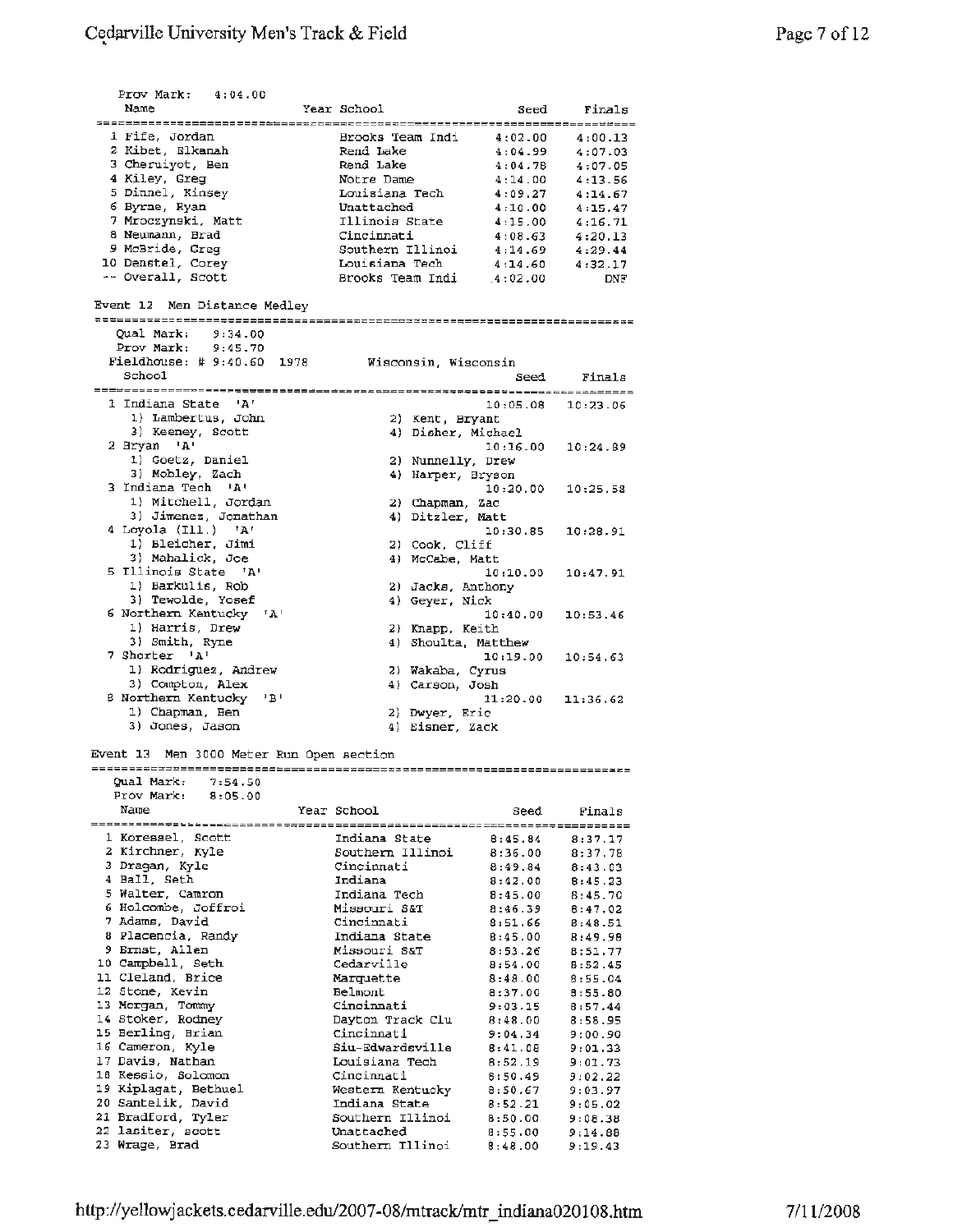Prov Mark: 4:04.00

| Place | Name | Year School | Seed | Finals |
|---|---|---|---|---|
| 1 | Fife, Jordan | Brooks Team Indi | 4:02.00 | 4:00.13 |
| 2 | Kibet, Elkanah | Rend Lake | 4:04.99 | 4:07.03 |
| 3 | Cheruiyot, Ben | Rend Lake | 4:04.78 | 4:07.05 |
| 4 | Kiley, Greg | Notre Dame | 4:14.00 | 4:13.56 |
| 5 | Dinnel, Kinsey | Louisiana Tech | 4:09.27 | 4:14.67 |
| 6 | Byrne, Ryan | Unattached | 4:10.00 | 4:15.47 |
| 7 | Mroczynski, Matt | Illinois State | 4:15.00 | 4:16.71 |
| 8 | Neumann, Brad | Cincinnati | 4:08.63 | 4:20.13 |
| 9 | McBride, Greg | Southern Illinoi | 4:14.69 | 4:29.44 |
| 10 | Denstel, Corey | Louisiana Tech | 4:14.60 | 4:32.17 |
| -- | Overall, Scott | Brooks Team Indi | 4:02.00 | DNF |

## Event 12 Men Distance Medley

Qual Mark: 9:34.00
Prov Mark: 9:45.70
Fieldhouse: # 9:40.60 1978 Wisconsin, Wisconsin

| Place | School | Seed | Finals |
|---|---|---|---|
| 1 | Indiana State 'A' — 1) Lambertus, John; 2) Kent, Bryant; 3) Keeney, Scott; 4) Disher, Michael | 10:05.08 | 10:23.06 |
| 2 | Bryan 'A' — 1) Goetz, Daniel; 2) Nunnelly, Drew; 3) Mobley, Zach; 4) Harper, Bryson | 10:16.00 | 10:24.89 |
| 3 | Indiana Tech 'A' — 1) Mitchell, Jordan; 2) Chapman, Zac; 3) Jimenez, Jonathan; 4) Ditzler, Matt | 10:20.00 | 10:25.58 |
| 4 | Loyola (Ill.) 'A' — 1) Bleicher, Jimi; 2) Cook, Cliff; 3) Mahalick, Joe; 4) McCabe, Matt | 10:30.85 | 10:28.91 |
| 5 | Illinois State 'A' — 1) Barkulis, Rob; 2) Jacks, Anthony; 3) Tewolde, Yosef; 4) Geyer, Nick | 10:10.00 | 10:47.91 |
| 6 | Northern Kentucky 'A' — 1) Harris, Drew; 2) Knapp, Keith; 3) Smith, Ryne; 4) Shoulta, Matthew | 10:40.00 | 10:53.46 |
| 7 | Shorter 'A' — 1) Rodriguez, Andrew; 2) Wakaba, Cyrus; 3) Compton, Alex; 4) Carson, Josh | 10:19.00 | 10:54.63 |
| 8 | Northern Kentucky 'B' — 1) Chapman, Ben; 2) Dwyer, Eric; 3) Jones, Jason; 4) Eisner, Zack | 11:20.00 | 11:36.62 |

## Event 13 Men 3000 Meter Run Open section

Qual Mark: 7:54.50
Prov Mark: 8:05.00

| Place | Name | Year School | Seed | Finals |
|---|---|---|---|---|
| 1 | Koressel, Scott | Indiana State | 8:45.84 | 8:37.17 |
| 2 | Kirchner, Kyle | Southern Illinoi | 8:36.00 | 8:37.78 |
| 3 | Dragan, Kyle | Cincinnati | 8:49.84 | 8:43.03 |
| 4 | Ball, Seth | Indiana | 8:42.00 | 8:45.23 |
| 5 | Walter, Camron | Indiana Tech | 8:45.00 | 8:45.70 |
| 6 | Holcombe, Joffroi | Missouri S&T | 8:46.39 | 8:47.02 |
| 7 | Adams, David | Cincinnati | 8:51.66 | 8:48.51 |
| 8 | Placencia, Randy | Indiana State | 8:45.00 | 8:49.98 |
| 9 | Ernst, Allen | Missouri S&T | 8:53.26 | 8:51.77 |
| 10 | Campbell, Seth | Cedarville | 8:54.00 | 8:52.45 |
| 11 | Cleland, Brice | Marquette | 8:48.00 | 8:55.04 |
| 12 | Stone, Kevin | Belmont | 8:37.00 | 8:55.80 |
| 13 | Morgan, Tommy | Cincinnati | 9:03.15 | 8:57.44 |
| 14 | Stoker, Rodney | Dayton Track Clu | 8:48.00 | 8:58.95 |
| 15 | Berling, Brian | Cincinnati | 9:04.34 | 9:00.90 |
| 16 | Cameron, Kyle | Siu-Edwardsville | 8:41.08 | 9:01.33 |
| 17 | Davis, Nathan | Louisiana Tech | 8:52.19 | 9:01.73 |
| 18 | Kessio, Solomon | Cincinnati | 8:50.49 | 9:02.22 |
| 19 | Kiplagat, Bethuel | Western Kentucky | 8:50.67 | 9:03.97 |
| 20 | Santelik, David | Indiana State | 8:52.21 | 9:05.02 |
| 21 | Bradford, Tyler | Southern Illinoi | 8:50.00 | 9:08.38 |
| 22 | lasiter, scott | Unattached | 8:55.00 | 9:14.88 |
| 23 | Wrage, Brad | Southern Illinoi | 8:48.00 | 9:19.43 |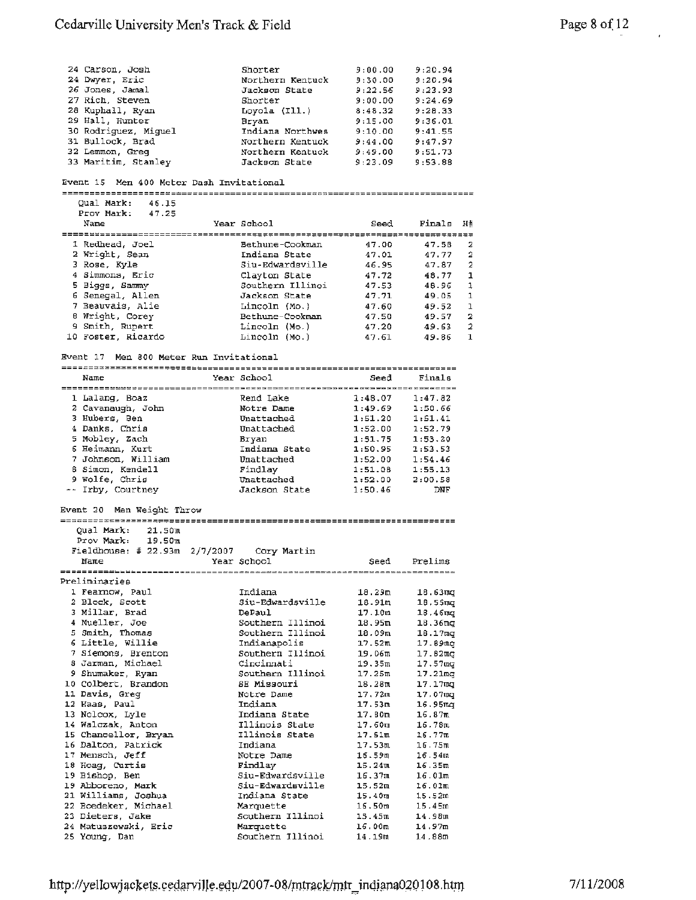| Place | Name | School | Seed | Finals |
|---|---|---|---|---|
| 24 | Carson, Josh | Shorter | 9:00.00 | 9:20.94 |
| 24 | Dwyer, Eric | Northern Kentuck | 9:30.00 | 9:20.94 |
| 26 | Jones, Jamal | Jackson State | 9:22.56 | 9:23.93 |
| 27 | Rich, Steven | Shorter | 9:00.00 | 9:24.69 |
| 28 | Kuphall, Ryan | Loyola (Ill.) | 8:48.32 | 9:28.33 |
| 29 | Hall, Hunter | Bryan | 9:15.00 | 9:36.01 |
| 30 | Rodriguez, Miguel | Indiana Northwes | 9:10.00 | 9:41.55 |
| 31 | Bullock, Brad | Northern Kentuck | 9:44.00 | 9:47.97 |
| 32 | Lemmon, Greg | Northern Kentuck | 9:49.00 | 9:51.73 |
| 33 | Maritim, Stanley | Jackson State | 9:23.09 | 9:53.88 |

## Event 15 Men 400 Meter Dash Invitational

Qual Mark: 46.15
Prov Mark: 47.25

| Place | Name | Year | School | Seed | Finals | H# |
|---|---|---|---|---|---|---|
| 1 | Redhead, Joel | | Bethune-Cookman | 47.00 | 47.58 | 2 |
| 2 | Wright, Sean | | Indiana State | 47.01 | 47.77 | 2 |
| 3 | Rose, Kyle | | Siu-Edwardsville | 46.95 | 47.87 | 2 |
| 4 | Simmons, Eric | | Clayton State | 47.72 | 48.77 | 1 |
| 5 | Biggs, Sammy | | Southern Illinoi | 47.53 | 48.96 | 1 |
| 6 | Senegal, Allen | | Jackson State | 47.71 | 49.05 | 1 |
| 7 | Beauvais, Alie | | Lincoln (Mo.) | 47.60 | 49.52 | 1 |
| 8 | Wright, Corey | | Bethune-Cookman | 47.50 | 49.57 | 2 |
| 9 | Smith, Rupert | | Lincoln (Mo.) | 47.20 | 49.63 | 2 |
| 10 | Foster, Ricardo | | Lincoln (Mo.) | 47.61 | 49.86 | 1 |

## Event 17 Men 800 Meter Run Invitational

| Place | Name | Year | School | Seed | Finals |
|---|---|---|---|---|---|
| 1 | Lalang, Boaz | | Rend Lake | 1:48.07 | 1:47.82 |
| 2 | Cavanaugh, John | | Notre Dame | 1:49.69 | 1:50.66 |
| 3 | Hubers, Ben | | Unattached | 1:51.20 | 1:51.41 |
| 4 | Danks, Chris | | Unattached | 1:52.00 | 1:52.79 |
| 5 | Mobley, Zach | | Bryan | 1:51.75 | 1:53.20 |
| 6 | Heimann, Kurt | | Indiana State | 1:50.95 | 1:53.53 |
| 7 | Johnson, William | | Unattached | 1:52.00 | 1:54.46 |
| 8 | Simon, Kendell | | Findlay | 1:51.08 | 1:55.13 |
| 9 | Wolfe, Chris | | Unattached | 1:52.00 | 2:00.58 |
| -- | Irby, Courtney | | Jackson State | 1:50.46 | DNF |

## Event 20 Men Weight Throw

Qual Mark: 21.50m
Prov Mark: 19.50m
Fieldhouse: # 22.93m 2/7/2007 Cory Martin

**Preliminaries**

| Place | Name | Year | School | Seed | Prelims |
|---|---|---|---|---|---|
| 1 | Fearnow, Paul | | Indiana | 18.29m | 18.63mq |
| 2 | Block, Scott | | Siu-Edwardsville | 18.91m | 18.55mq |
| 3 | Millar, Brad | | DePaul | 17.10m | 18.46mq |
| 4 | Mueller, Joe | | Southern Illinoi | 18.95m | 18.36mq |
| 5 | Smith, Thomas | | Southern Illinoi | 18.09m | 18.17mq |
| 6 | Little, Willie | | Indianapolis | 17.52m | 17.89mq |
| 7 | Siemons, Brenton | | Southern Illinoi | 19.06m | 17.82mq |
| 8 | Jarman, Michael | | Cincinnati | 19.35m | 17.57mq |
| 9 | Shumaker, Ryan | | Southern Illinoi | 17.25m | 17.21mq |
| 10 | Colbert, Brandon | | SE Missouri | 18.28m | 17.17mq |
| 11 | Davis, Greg | | Notre Dame | 17.72m | 17.07mq |
| 12 | Haas, Paul | | Indiana | 17.53m | 16.95mq |
| 13 | Nolcox, Lyle | | Indiana State | 17.80m | 16.87m |
| 14 | Walczak, Anton | | Illinois State | 17.60m | 16.78m |
| 15 | Chancellor, Bryan | | Illinois State | 17.61m | 16.77m |
| 16 | Dalton, Patrick | | Indiana | 17.53m | 16.75m |
| 17 | Mensch, Jeff | | Notre Dame | 16.59m | 16.54m |
| 18 | Hoag, Curtis | | Findlay | 15.24m | 16.35m |
| 19 | Bishop, Ben | | Siu-Edwardsville | 16.37m | 16.01m |
| 19 | Abboreno, Mark | | Siu-Edwardsville | 15.52m | 16.01m |
| 21 | Williams, Joshua | | Indiana State | 15.40m | 15.52m |
| 22 | Boedeker, Michael | | Marquette | 16.50m | 15.45m |
| 23 | Dieters, Jake | | Southern Illinoi | 15.45m | 14.98m |
| 24 | Matuszewski, Eric | | Marquette | 16.00m | 14.97m |
| 25 | Young, Dan | | Southern Illinoi | 14.19m | 14.88m |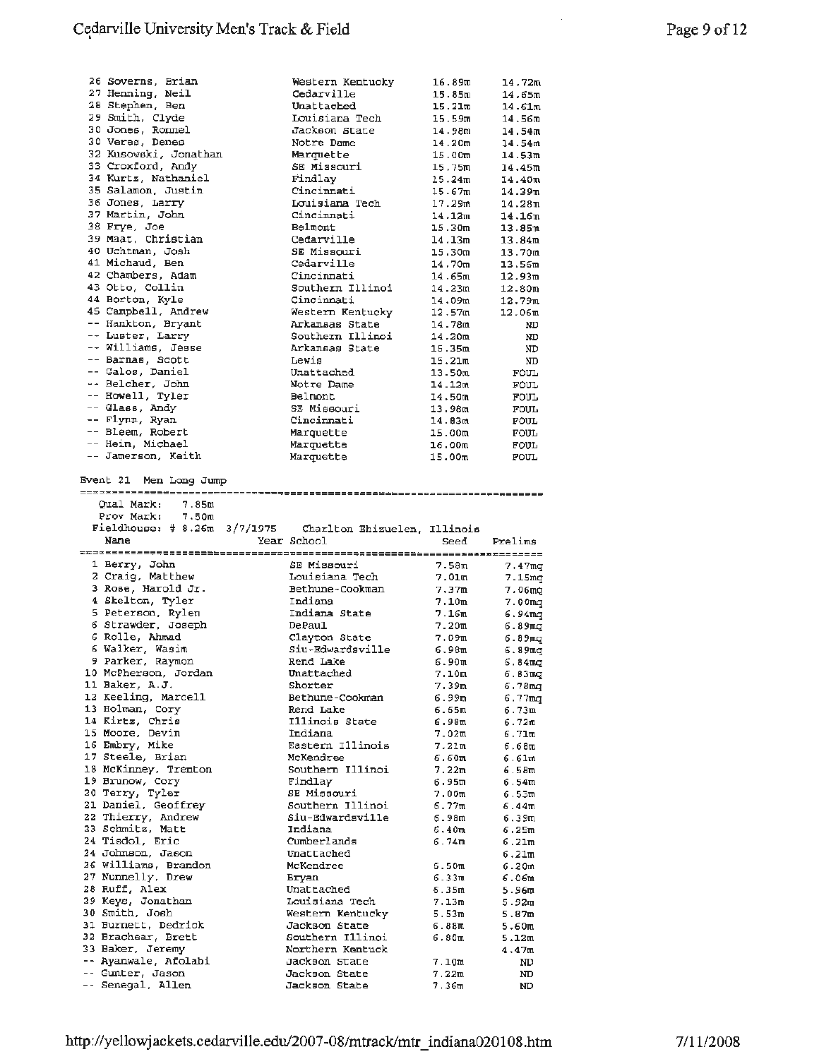| Place | Name | School | Seed | Prelims |
|---|---|---|---|---|
| 26 | Soverns, Brian | Western Kentucky | 16.89m | 14.72m |
| 27 | Henning, Neil | Cedarville | 15.85m | 14.65m |
| 28 | Stephen, Ben | Unattached | 15.21m | 14.61m |
| 29 | Smith, Clyde | Louisiana Tech | 15.59m | 14.56m |
| 30 | Jones, Ronnel | Jackson State | 14.98m | 14.54m |
| 30 | Veres, Denes | Notre Dame | 14.20m | 14.54m |
| 32 | Kusowski, Jonathan | Marquette | 15.00m | 14.53m |
| 33 | Croxford, Andy | SE Missouri | 15.75m | 14.45m |
| 34 | Kurtz, Nathaniel | Findlay | 15.24m | 14.40m |
| 35 | Salamon, Justin | Cincinnati | 15.67m | 14.39m |
| 36 | Jones, Larry | Louisiana Tech | 17.29m | 14.28m |
| 37 | Martin, John | Cincinnati | 14.12m | 14.16m |
| 38 | Frye, Joe | Belmont | 15.30m | 13.85m |
| 39 | Maat, Christian | Cedarville | 14.13m | 13.84m |
| 40 | Uchtman, Josh | SE Missouri | 15.30m | 13.70m |
| 41 | Michaud, Ben | Cedarville | 14.70m | 13.56m |
| 42 | Chambers, Adam | Cincinnati | 14.65m | 12.93m |
| 43 | Otto, Collin | Southern Illinoi | 14.23m | 12.80m |
| 44 | Borton, Kyle | Cincinnati | 14.09m | 12.79m |
| 45 | Campbell, Andrew | Western Kentucky | 12.57m | 12.06m |
| -- | Hankton, Bryant | Arkansas State | 14.78m | ND |
| -- | Luster, Larry | Southern Illinoi | 14.20m | ND |
| -- | Williams, Jesse | Arkansas State | 15.35m | ND |
| -- | Barnes, Scott | Lewis | 15.21m | ND |
| -- | Galos, Daniel | Unattached | 13.50m | FOUL |
| -- | Belcher, John | Notre Dame | 14.12m | FOUL |
| -- | Howell, Tyler | Belmont | 14.50m | FOUL |
| -- | Glass, Andy | SE Missouri | 13.98m | FOUL |
| -- | Flynn, Ryan | Cincinnati | 14.83m | FOUL |
| -- | Bleem, Robert | Marquette | 15.00m | FOUL |
| -- | Heim, Michael | Marquette | 16.00m | FOUL |
| -- | Jamerson, Keith | Marquette | 15.00m | FOUL |

## Event 21 Men Long Jump

Qual Mark: 7.85m
Prov Mark: 7.50m
Fieldhouse: # 8.26m 3/7/1975 Charlton Ehizuelen, Illinois

| Place | Name | Year School | Seed | Prelims |
|---|---|---|---|---|
| 1 | Berry, John | SE Missouri | 7.58m | 7.47mq |
| 2 | Craig, Matthew | Louisiana Tech | 7.01m | 7.15mq |
| 3 | Rose, Harold Jr. | Bethune-Cookman | 7.37m | 7.06mq |
| 4 | Skelton, Tyler | Indiana | 7.10m | 7.00mq |
| 5 | Peterson, Rylen | Indiana State | 7.16m | 6.94mq |
| 6 | Strawder, Joseph | DePaul | 7.20m | 6.89mq |
| 6 | Rolle, Ahmad | Clayton State | 7.09m | 6.89mq |
| 6 | Walker, Wasim | Siu-Edwardsville | 6.98m | 6.89mq |
| 9 | Parker, Raymon | Rend Lake | 6.90m | 6.84mq |
| 10 | McPherson, Jordan | Unattached | 7.10m | 6.83mq |
| 11 | Baker, A.J. | Shorter | 7.39m | 6.78mq |
| 12 | Keeling, Marcell | Bethune-Cookman | 6.99m | 6.77mq |
| 13 | Holman, Cory | Rend Lake | 6.65m | 6.73m |
| 14 | Kirtz, Chris | Illinois State | 6.98m | 6.72m |
| 15 | Moore, Devin | Indiana | 7.02m | 6.71m |
| 16 | Embry, Mike | Eastern Illinois | 7.21m | 6.68m |
| 17 | Steele, Brian | McKendree | 6.60m | 6.61m |
| 18 | McKinney, Trenton | Southern Illinoi | 7.22m | 6.58m |
| 19 | Brunow, Cory | Findlay | 6.95m | 6.54m |
| 20 | Terry, Tyler | SE Missouri | 7.00m | 6.53m |
| 21 | Daniel, Geoffrey | Southern Illinoi | 6.77m | 6.44m |
| 22 | Thierry, Andrew | Siu-Edwardsville | 6.98m | 6.39m |
| 23 | Schmitz, Matt | Indiana | 6.40m | 6.25m |
| 24 | Tisdol, Eric | Cumberlands | 6.74m | 6.21m |
| 24 | Johnson, Jason | Unattached | | 6.21m |
| 26 | Williams, Brandon | McKendree | 6.50m | 6.20m |
| 27 | Nunnelly, Drew | Bryan | 6.33m | 6.06m |
| 28 | Ruff, Alex | Unattached | 6.35m | 5.96m |
| 29 | Keys, Jonathan | Louisiana Tech | 7.13m | 5.92m |
| 30 | Smith, Josh | Western Kentucky | 5.53m | 5.87m |
| 31 | Burnett, Dedrick | Jackson State | 6.88m | 5.60m |
| 32 | Brachear, Brett | Southern Illinoi | 6.80m | 5.12m |
| 33 | Baker, Jeremy | Northern Kentuck | | 4.47m |
| -- | Ayanwale, Afolabi | Jackson State | 7.10m | ND |
| -- | Gunter, Jason | Jackson State | 7.22m | ND |
| -- | Senegal, Allen | Jackson State | 7.36m | ND |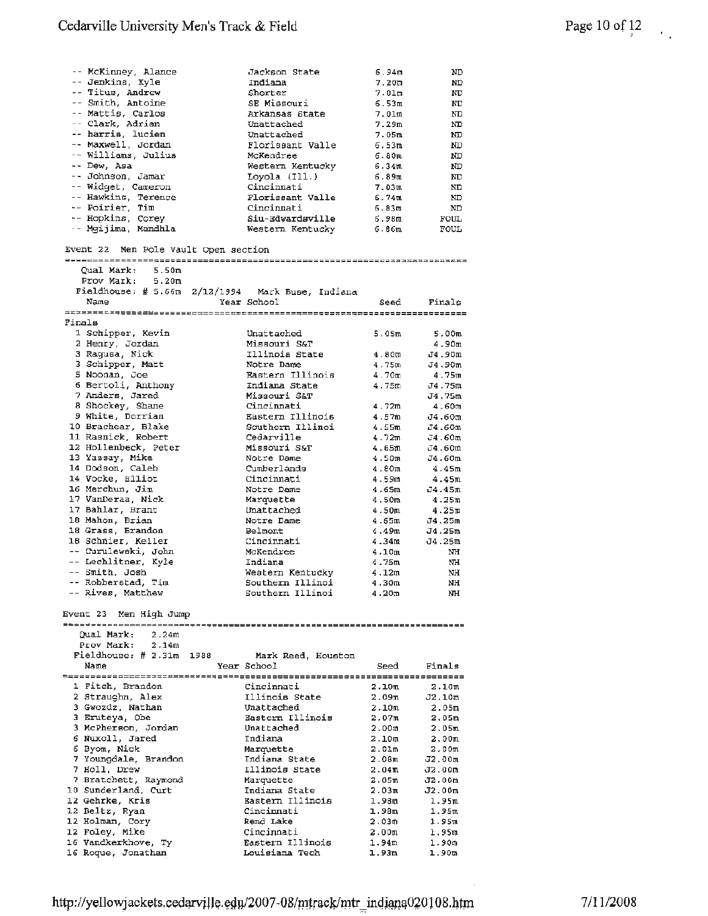| Place | Name | School | Seed | Finals |
|---|---|---|---|---|
| -- | McKinney, Alance | Jackson State | 6.94m | ND |
| -- | Jenkins, Kyle | Indiana | 7.20m | ND |
| -- | Titus, Andrew | Shorter | 7.01m | ND |
| -- | Smith, Antoine | SE Missouri | 6.53m | ND |
| -- | Mattis, Carlos | Arkansas State | 7.01m | ND |
| -- | Clark, Adrian | Unattached | 7.29m | ND |
| -- | harris, lucien | Unattached | 7.05m | ND |
| -- | Maxwell, Jordan | Florissant Valle | 6.53m | ND |
| -- | Williams, Julius | McKendree | 6.80m | ND |
| -- | Dew, Asa | Western Kentucky | 6.34m | ND |
| -- | Johnson, Jamar | Loyola (Ill.) | 6.89m | ND |
| -- | Widget, Cameron | Cincinnati | 7.03m | ND |
| -- | Hawkins, Terence | Florissant Valle | 6.74m | ND |
| -- | Poirier, Tim | Cincinnati | 6.83m | ND |
| -- | Hopkins, Corey | Siu-Edwardsville | 6.98m | FOUL |
| -- | Mgijima, Mandhla | Western Kentucky | 6.86m | FOUL |

## Event 22 Men Pole Vault Open section

Qual Mark: 5.50m
Prov Mark: 5.20m
Fieldhouse: # 5.66m 2/12/1994 Mark Buse, Indiana

### Finals

| Place | Name | Year | School | Seed | Finals |
|---|---|---|---|---|---|
| 1 | Schipper, Kevin | | Unattached | 5.05m | 5.00m |
| 2 | Henry, Jordan | | Missouri S&T | | 4.90m |
| 3 | Ragusa, Nick | | Illinois State | 4.80m | J4.90m |
| 3 | Schipper, Matt | | Notre Dame | 4.75m | J4.90m |
| 5 | Noonan, Joe | | Eastern Illinois | 4.70m | 4.75m |
| 6 | Bertoli, Anthony | | Indiana State | 4.75m | J4.75m |
| 7 | Anders, Jared | | Missouri S&T | | J4.75m |
| 8 | Shockey, Shane | | Cincinnati | 4.72m | 4.60m |
| 9 | White, Dorrian | | Eastern Illinois | 4.57m | J4.60m |
| 10 | Brachear, Blake | | Southern Illinoi | 4.55m | J4.60m |
| 11 | Rasnick, Robert | | Cedarville | 4.72m | J4.60m |
| 12 | Hollenbeck, Peter | | Missouri S&T | 4.65m | J4.60m |
| 13 | Yassay, Mike | | Notre Dame | 4.50m | J4.60m |
| 14 | Dodson, Caleb | | Cumberlands | 4.80m | 4.45m |
| 14 | Vocke, Elliot | | Cincinnati | 4.59m | 4.45m |
| 16 | Merchun, Jim | | Notre Dame | 4.65m | J4.45m |
| 17 | VanDeraa, Nick | | Marquette | 4.50m | 4.25m |
| 17 | Bahlar, Brant | | Unattached | 4.50m | 4.25m |
| 18 | Mahon, Brian | | Notre Dame | 4.65m | J4.25m |
| 18 | Grass, Brandon | | Belmont | 4.49m | J4.25m |
| 18 | Schnier, Keller | | Cincinnati | 4.34m | J4.25m |
| -- | Curulewski, John | | McKendree | 4.10m | NH |
| -- | Lechlitner, Kyle | | Indiana | 4.75m | NH |
| -- | Smith, Josh | | Western Kentucky | 4.12m | NH |
| -- | Robberstad, Tim | | Southern Illinoi | 4.30m | NH |
| -- | Rives, Matthew | | Southern Illinoi | 4.20m | NH |

## Event 23 Men High Jump

Qual Mark: 2.24m
Prov Mark: 2.14m
Fieldhouse: # 2.31m 1988 Mark Reed, Houston

| Place | Name | Year | School | Seed | Finals |
|---|---|---|---|---|---|
| 1 | Fitch, Brandon | | Cincinnati | 2.10m | 2.10m |
| 2 | Straughn, Alex | | Illinois State | 2.09m | J2.10m |
| 3 | Gwozdz, Nathan | | Unattached | 2.10m | 2.05m |
| 3 | Eruteya, Obe | | Eastern Illinois | 2.07m | 2.05m |
| 3 | McPherson, Jordan | | Unattached | 2.00m | 2.05m |
| 6 | Nuxoll, Jared | | Indiana | 2.10m | 2.00m |
| 6 | Byom, Nick | | Marquette | 2.01m | 2.00m |
| 7 | Youngdale, Brandon | | Indiana State | 2.08m | J2.00m |
| 7 | Holl, Drew | | Illinois State | 2.04m | J2.00m |
| 7 | Bratchett, Raymond | | Marquette | 2.05m | J2.00m |
| 10 | Sunderland, Curt | | Indiana State | 2.03m | J2.00m |
| 12 | Gehrke, Kris | | Eastern Illinois | 1.98m | 1.95m |
| 12 | Beltz, Ryan | | Cincinnati | 1.98m | 1.95m |
| 12 | Holman, Cory | | Rend Lake | 2.03m | 1.95m |
| 12 | Foley, Mike | | Cincinnati | 2.00m | 1.95m |
| 16 | Vandkerkhove, Ty | | Eastern Illinois | 1.94m | 1.90m |
| 16 | Roque, Jonathan | | Louisiana Tech | 1.93m | 1.90m |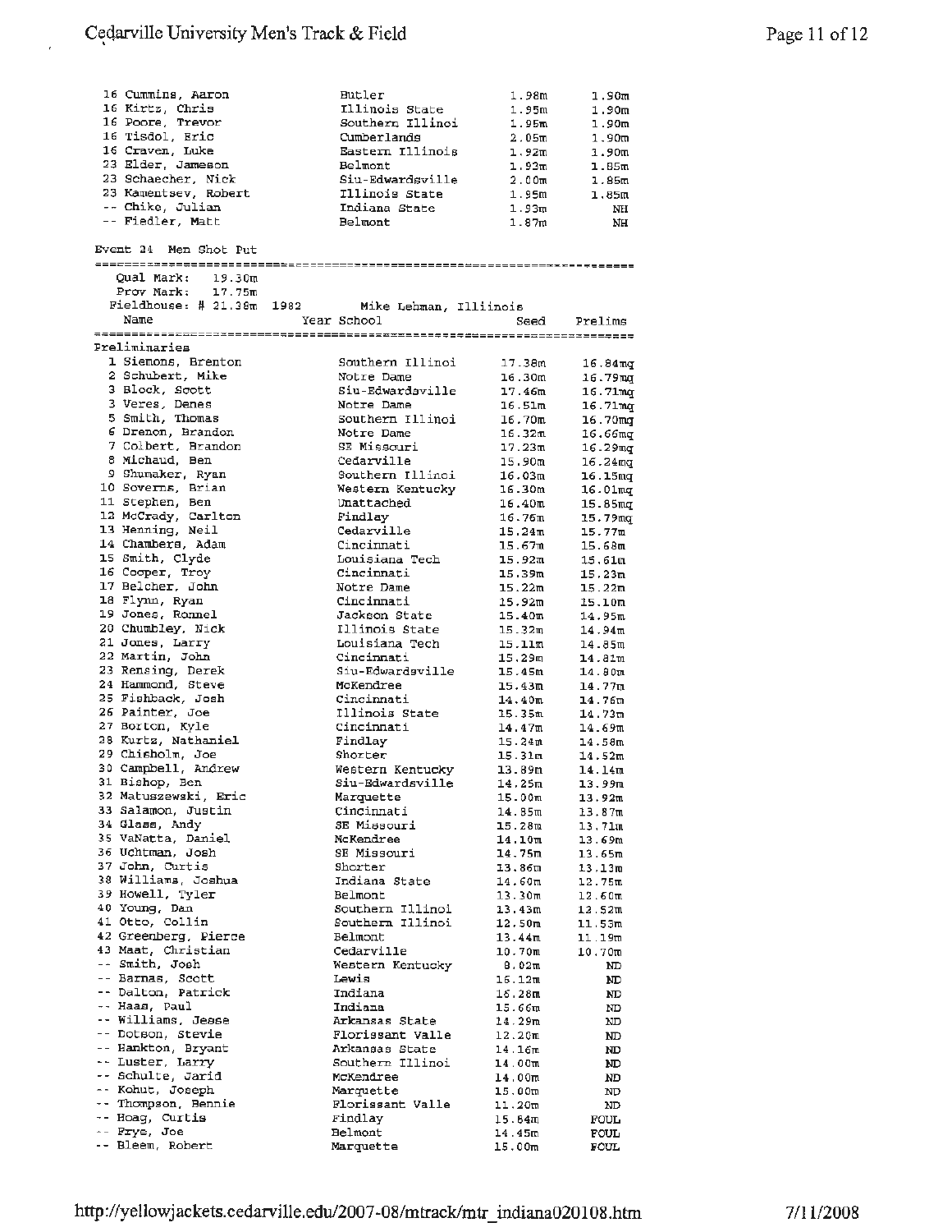| | | | |
|---|---|---|---|
| 16 Cummins, Aaron | Butler | 1.98m | 1.90m |
| 16 Kirtz, Chris | Illinois State | 1.95m | 1.90m |
| 16 Poore, Trevor | Southern Illinoi | 1.95m | 1.90m |
| 16 Tisdol, Eric | Cumberlands | 2.05m | 1.90m |
| 16 Craven, Luke | Eastern Illinois | 1.92m | 1.90m |
| 23 Elder, Jameson | Belmont | 1.93m | 1.85m |
| 23 Schaecher, Nick | Siu-Edwardsville | 2.00m | 1.85m |
| 23 Kamentsev, Robert | Illinois State | 1.95m | 1.85m |
| -- Chike, Julian | Indiana State | 1.93m | NH |
| -- Fiedler, Matt | Belmont | 1.87m | NH |

## Event 24 Men Shot Put

Qual Mark: 19.30m
Prov Mark: 17.75m
Fieldhouse: # 21.38m 1982 Mike Lehman, Illinois

| Name | Year School | Seed | Prelims |
|---|---|---|---|
| **Preliminaries** | | | |
| 1 Siemons, Brenton | Southern Illinoi | 17.38m | 16.84mq |
| 2 Schubert, Mike | Notre Dame | 16.30m | 16.79mq |
| 3 Block, Scott | Siu-Edwardsville | 17.46m | 16.71mq |
| 3 Veres, Denes | Notre Dame | 16.51m | 16.71mq |
| 5 Smith, Thomas | Southern Illinoi | 16.70m | 16.70mq |
| 6 Drenon, Brandon | Notre Dame | 16.32m | 16.66mq |
| 7 Colbert, Brandon | SE Missouri | 17.23m | 16.29mq |
| 8 Michaud, Ben | Cedarville | 15.90m | 16.24mq |
| 9 Shumaker, Ryan | Southern Illinoi | 16.03m | 16.15mq |
| 10 Soverns, Brian | Western Kentucky | 16.30m | 16.01mq |
| 11 Stephen, Ben | Unattached | 16.40m | 15.85mq |
| 12 McCrady, Carlton | Findlay | 16.76m | 15.79mq |
| 13 Henning, Neil | Cedarville | 15.24m | 15.77m |
| 14 Chambers, Adam | Cincinnati | 15.67m | 15.68m |
| 15 Smith, Clyde | Louisiana Tech | 15.92m | 15.61m |
| 16 Cooper, Troy | Cincinnati | 15.39m | 15.23m |
| 17 Belcher, John | Notre Dame | 15.22m | 15.22m |
| 18 Flynn, Ryan | Cincinnati | 15.92m | 15.10m |
| 19 Jones, Ronnel | Jackson State | 15.40m | 14.95m |
| 20 Chumbley, Nick | Illinois State | 15.32m | 14.94m |
| 21 Jones, Larry | Louisiana Tech | 15.11m | 14.85m |
| 22 Martin, John | Cincinnati | 15.29m | 14.81m |
| 23 Rensing, Derek | Siu-Edwardsville | 15.45m | 14.80m |
| 24 Hammond, Steve | McKendree | 15.43m | 14.77m |
| 25 Fishback, Josh | Cincinnati | 14.40m | 14.76m |
| 26 Painter, Joe | Illinois State | 15.35m | 14.73m |
| 27 Borton, Kyle | Cincinnati | 14.47m | 14.69m |
| 28 Kurtz, Nathaniel | Findlay | 15.24m | 14.58m |
| 29 Chisholm, Joe | Shorter | 15.31m | 14.52m |
| 30 Campbell, Andrew | Western Kentucky | 13.89m | 14.14m |
| 31 Bishop, Ben | Siu-Edwardsville | 14.25m | 13.99m |
| 32 Matuszewski, Eric | Marquette | 15.00m | 13.92m |
| 33 Salamon, Justin | Cincinnati | 14.85m | 13.87m |
| 34 Glass, Andy | SE Missouri | 15.28m | 13.71m |
| 35 VaNatta, Daniel | McKendree | 14.10m | 13.69m |
| 36 Uchtman, Josh | SE Missouri | 14.75m | 13.65m |
| 37 John, Curtis | Shorter | 13.86m | 13.13m |
| 38 Williams, Joshua | Indiana State | 14.60m | 12.75m |
| 39 Howell, Tyler | Belmont | 13.30m | 12.60m |
| 40 Young, Dan | Southern Illinoi | 13.43m | 12.52m |
| 41 Otto, Collin | Southern Illinoi | 12.50m | 11.53m |
| 42 Greenberg, Pierce | Belmont | 13.44m | 11.19m |
| 43 Maat, Christian | Cedarville | 10.70m | 10.70m |
| -- Smith, Josh | Western Kentucky | 8.02m | ND |
| -- Barnas, Scott | Lewis | 16.12m | ND |
| -- Dalton, Patrick | Indiana | 16.28m | ND |
| -- Haas, Paul | Indiana | 15.66m | ND |
| -- Williams, Jesse | Arkansas State | 14.29m | ND |
| -- Dotson, Stevie | Florissant Valle | 12.20m | ND |
| -- Hankton, Bryant | Arkansas State | 14.16m | ND |
| -- Luster, Larry | Southern Illinoi | 14.00m | ND |
| -- Schulte, Jarid | McKendree | 14.00m | ND |
| -- Kohut, Joseph | Marquette | 15.00m | ND |
| -- Thompson, Bennie | Florissant Valle | 11.20m | ND |
| -- Hoag, Curtis | Findlay | 15.84m | FOUL |
| -- Frye, Joe | Belmont | 14.45m | FOUL |
| -- Bleem, Robert | Marquette | 15.00m | FOUL |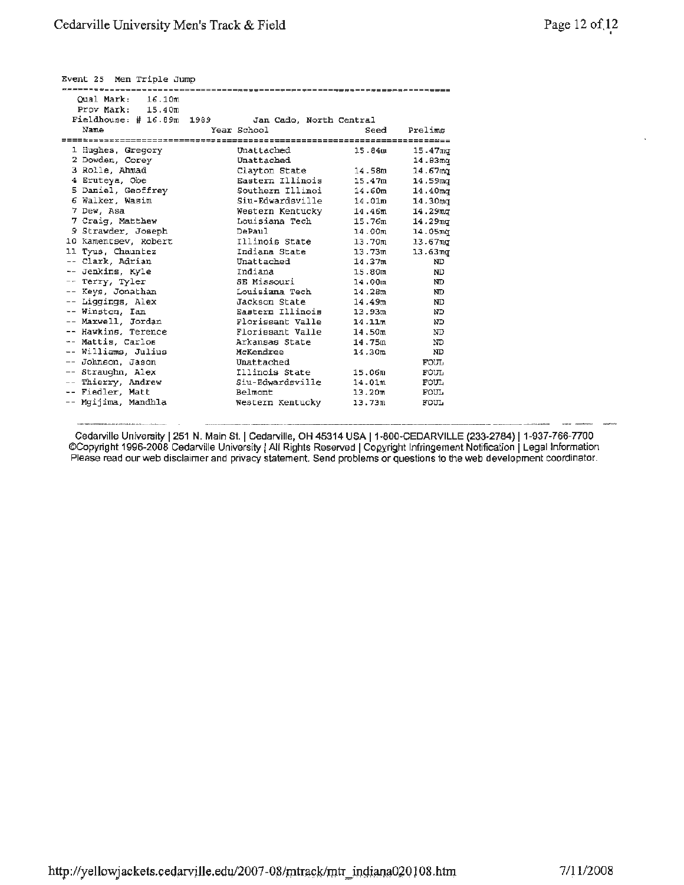Event 25 Men Triple Jump

Qual Mark: 16.10m
Prov Mark: 15.40m
Fieldhouse: # 16.89m 1989 Jan Cado, North Central

| | Name | Year | School | Seed | Prelims |
|---|---|---|---|---|---|
| 1 | Hughes, Gregory | | Unattached | 15.84m | 15.47mq |
| 2 | Dowden, Corey | | Unattached | | 14.83mq |
| 3 | Rolle, Ahmad | | Clayton State | 14.58m | 14.67mq |
| 4 | Eruteya, Obe | | Eastern Illinois | 15.47m | 14.59mq |
| 5 | Daniel, Geoffrey | | Southern Illinoi | 14.60m | 14.40mq |
| 6 | Walker, Wasim | | Siu-Edwardsville | 14.01m | 14.30mq |
| 7 | Dew, Asa | | Western Kentucky | 14.46m | 14.29mq |
| 7 | Craig, Matthew | | Louisiana Tech | 15.76m | 14.29mq |
| 9 | Strawder, Joseph | | DePaul | 14.00m | 14.05mq |
| 10 | Kamentsev, Robert | | Illinois State | 13.70m | 13.67mq |
| 11 | Tyus, Chauntez | | Indiana State | 13.73m | 13.63mq |
| -- | Clark, Adrian | | Unattached | 14.37m | ND |
| -- | Jenkins, Kyle | | Indiana | 15.80m | ND |
| -- | Terry, Tyler | | SE Missouri | 14.00m | ND |
| -- | Keys, Jonathan | | Louisiana Tech | 14.28m | ND |
| -- | Liggings, Alex | | Jackson State | 14.49m | ND |
| -- | Winston, Ian | | Eastern Illinois | 13.93m | ND |
| -- | Maxwell, Jordan | | Florissant Valle | 14.11m | ND |
| -- | Hawkins, Terence | | Florissant Valle | 14.50m | ND |
| -- | Mattis, Carlos | | Arkansas State | 14.75m | ND |
| -- | Williams, Julius | | McKendree | 14.30m | ND |
| -- | Johnson, Jason | | Unattached | | FOUL |
| -- | Straughn, Alex | | Illinois State | 15.06m | FOUL |
| -- | Thierry, Andrew | | Siu-Edwardsville | 14.01m | FOUL |
| -- | Fiedler, Matt | | Belmont | 13.20m | FOUL |
| -- | Mgijima, Mandhla | | Western Kentucky | 13.73m | FOUL |

Cedarville University | 251 N. Main St. | Cedarville, OH 45314 USA | 1-800-CEDARVILLE (233-2784) | 1-937-766-7700
©Copyright 1996-2008 Cedarville University | All Rights Reserved | Copyright Infringement Notification | Legal Information
Please read our web disclaimer and privacy statement. Send problems or questions to the web development coordinator.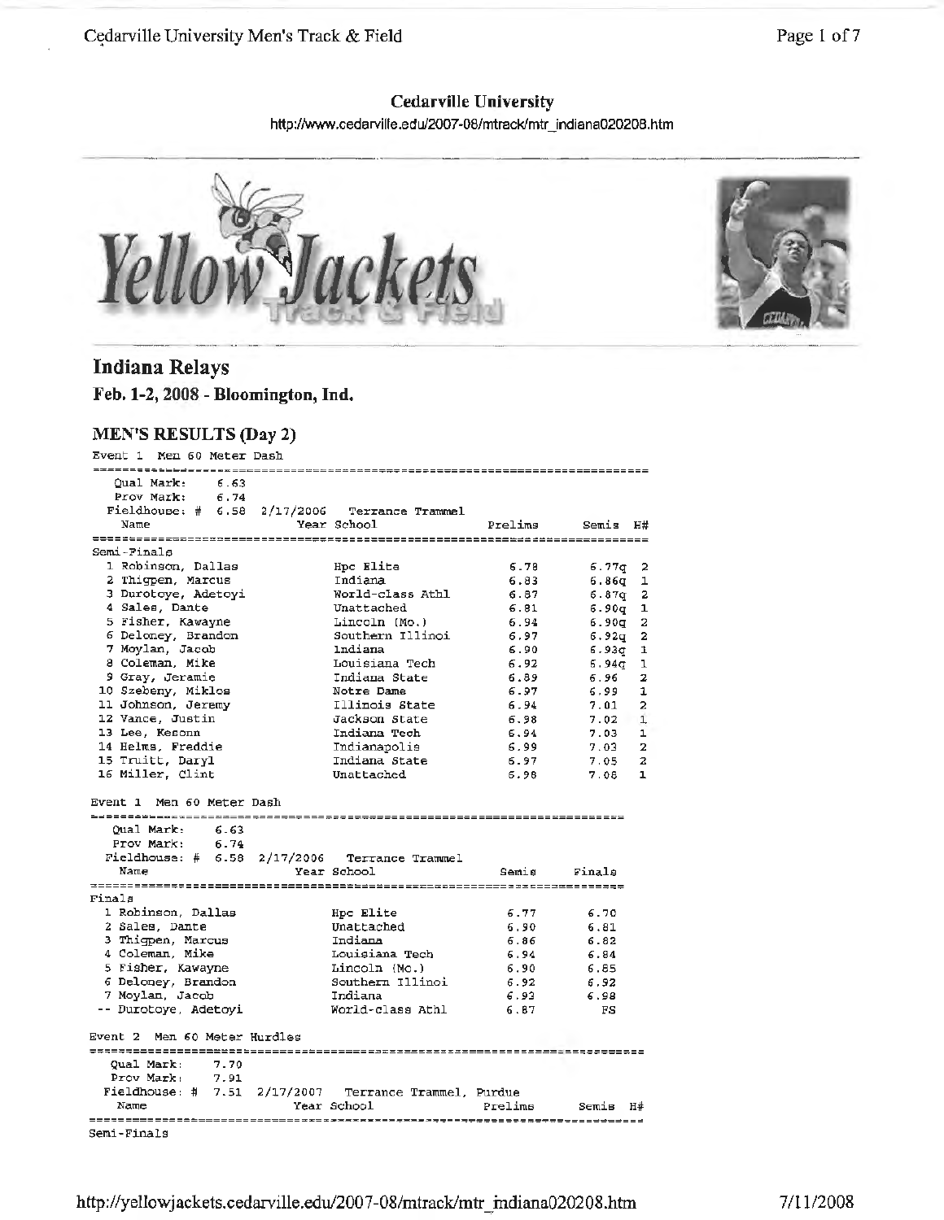**Cedarville University**

http://www.cedarville.edu/2007-08/mtrack/mtr_indiana020208.htm

## Indiana Relays

**Feb. 1-2, 2008 - Bloomington, Ind.**

### MEN'S RESULTS (Day 2)

Event 1 Men 60 Meter Dash

```
===============================================================================
    Qual Mark:     6.63
    Prov Mark:     6.74
  Fieldhouse: #  6.58  2/17/2006   Terrance Trammel
    Name                    Year School                  Prelims      Semis  H#
===============================================================================
Semi-Finals
  1 Robinson, Dallas             Hpc Elite                 6.78       6.77q  2
  2 Thigpen, Marcus              Indiana                   6.83       6.86q  1
  3 Durotoye, Adetoyi            World-class Athl          6.87       6.87q  2
  4 Sales, Dante                 Unattached                6.81       6.90q  1
  5 Fisher, Kawayne              Lincoln (Mo.)             6.94       6.90q  2
  6 Deloney, Brandon             Southern Illinoi          6.97       6.92q  2
  7 Moylan, Jacob                Indiana                   6.90       6.93q  1
  8 Coleman, Mike                Louisiana Tech            6.92       6.94q  1
  9 Gray, Jeramie                Indiana State             6.89       6.96   2
 10 Szebeny, Miklos              Notre Dame                6.97       6.99   1
 11 Johnson, Jeremy              Illinois State            6.94       7.01   2
 12 Vance, Justin                Jackson State             6.98       7.02   1
 13 Lee, Kesonn                  Indiana Tech              6.94       7.03   1
 14 Helms, Freddie               Indianapolis              6.99       7.03   2
 15 Truitt, Daryl                Indiana State             6.97       7.05   2
 16 Miller, Clint                Unattached                6.98       7.08   1
```

Event 1 Men 60 Meter Dash

```
=========================================================================
    Qual Mark:     6.63
    Prov Mark:     6.74
  Fieldhouse: #  6.58  2/17/2006   Terrance Trammel
    Name                    Year School                  Semis     Finals
=========================================================================
Finals
  1 Robinson, Dallas             Hpc Elite                 6.77      6.70
  2 Sales, Dante                 Unattached                6.90      6.81
  3 Thigpen, Marcus              Indiana                   6.86      6.82
  4 Coleman, Mike                Louisiana Tech            6.94      6.84
  5 Fisher, Kawayne              Lincoln (Mo.)             6.90      6.85
  6 Deloney, Brandon             Southern Illinoi          6.92      6.92
  7 Moylan, Jacob                Indiana                   6.93      6.98
 -- Durotoye, Adetoyi            World-class Athl          6.87        FS
```

Event 2 Men 60 Meter Hurdles

```
===============================================================================
    Qual Mark:     7.70
    Prov Mark:     7.91
  Fieldhouse: #  7.51  2/17/2007   Terrance Trammel, Purdue
    Name                    Year School                  Prelims      Semis  H#
===============================================================================
Semi-Finals
```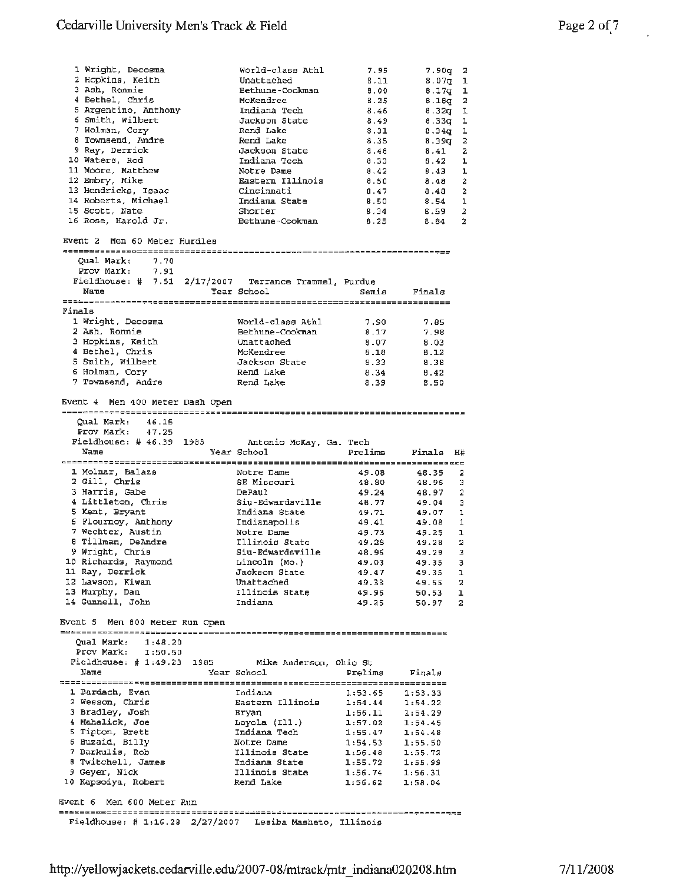| Name | Year School | Prelims | Finals | H# |
|---|---|---|---|---|
| 1 Wright, Decosma | World-class Athl | 7.95 | 7.90q | 2 |
| 2 Hopkins, Keith | Unattached | 8.11 | 8.07q | 1 |
| 3 Ash, Ronnie | Bethune-Cookman | 8.00 | 8.17q | 1 |
| 4 Bethel, Chris | McKendree | 8.25 | 8.18q | 2 |
| 5 Argentino, Anthony | Indiana Tech | 8.46 | 8.32q | 1 |
| 6 Smith, Wilbert | Jackson State | 8.49 | 8.33q | 1 |
| 7 Holman, Cory | Rend Lake | 8.31 | 8.34q | 1 |
| 8 Townsend, Andre | Rend Lake | 8.35 | 8.39q | 2 |
| 9 Ray, Derrick | Jackson State | 8.48 | 8.41 | 2 |
| 10 Waters, Rod | Indiana Tech | 8.33 | 8.42 | 1 |
| 11 Moore, Matthew | Notre Dame | 8.42 | 8.43 | 1 |
| 12 Embry, Mike | Eastern Illinois | 8.50 | 8.48 | 2 |
| 13 Hendricks, Isaac | Cincinnati | 8.47 | 8.48 | 2 |
| 14 Roberts, Michael | Indiana State | 8.50 | 8.54 | 1 |
| 15 Scott, Nate | Shorter | 8.34 | 8.59 | 2 |
| 16 Rose, Harold Jr. | Bethune-Cookman | 8.25 | 8.84 | 2 |

## Event 2 Men 60 Meter Hurdles

Qual Mark: 7.70
Prov Mark: 7.91
Fieldhouse: # 7.51 2/17/2007 Terrance Trammel, Purdue

**Finals**

| Name | Year School | Semis | Finals |
|---|---|---|---|
| 1 Wright, Decosma | World-class Athl | 7.90 | 7.85 |
| 2 Ash, Ronnie | Bethune-Cookman | 8.17 | 7.98 |
| 3 Hopkins, Keith | Unattached | 8.07 | 8.03 |
| 4 Bethel, Chris | McKendree | 8.18 | 8.12 |
| 5 Smith, Wilbert | Jackson State | 8.33 | 8.38 |
| 6 Holman, Cory | Rend Lake | 8.34 | 8.42 |
| 7 Townsend, Andre | Rend Lake | 8.39 | 8.50 |

## Event 4 Men 400 Meter Dash Open

Qual Mark: 46.15
Prov Mark: 47.25
Fieldhouse: # 46.39 1985 Antonio McKay, Ga. Tech

| Name | Year School | Prelims | Finals | H# |
|---|---|---|---|---|
| 1 Molnar, Balazs | Notre Dame | 49.08 | 48.35 | 2 |
| 2 Gill, Chris | SE Missouri | 48.80 | 48.95 | 3 |
| 3 Harris, Gabe | DePaul | 49.24 | 48.97 | 2 |
| 4 Littleton, Chris | Siu-Edwardsville | 48.77 | 49.04 | 3 |
| 5 Kent, Bryant | Indiana State | 49.71 | 49.07 | 1 |
| 6 Flournoy, Anthony | Indianapolis | 49.41 | 49.08 | 1 |
| 7 Wechter, Austin | Notre Dame | 49.73 | 49.25 | 1 |
| 8 Tillman, DeAndre | Illinois State | 49.28 | 49.28 | 2 |
| 9 Wright, Chris | Siu-Edwardsville | 48.96 | 49.29 | 3 |
| 10 Richards, Raymond | Lincoln (Mo.) | 49.03 | 49.35 | 3 |
| 11 Ray, Derrick | Jackson State | 49.47 | 49.35 | 1 |
| 12 Lawson, Kiwan | Unattached | 49.33 | 49.55 | 2 |
| 13 Murphy, Dan | Illinois State | 49.96 | 50.53 | 1 |
| 14 Gunnell, John | Indiana | 49.25 | 50.97 | 2 |

## Event 5 Men 800 Meter Run Open

Qual Mark: 1:48.20
Prov Mark: 1:50.50
Fieldhouse: # 1:49.23 1985 Mike Anderson, Ohio St

| Name | Year School | Prelims | Finals |
|---|---|---|---|
| 1 Bardach, Evan | Indiana | 1:53.65 | 1:53.33 |
| 2 Wesson, Chris | Eastern Illinois | 1:54.44 | 1:54.22 |
| 3 Bradley, Josh | Bryan | 1:56.11 | 1:54.29 |
| 4 Mahalick, Joe | Loyola (Ill.) | 1:57.02 | 1:54.45 |
| 5 Tipton, Brett | Indiana Tech | 1:55.47 | 1:54.48 |
| 6 Buzaid, Billy | Notre Dame | 1:54.53 | 1:55.50 |
| 7 Barkulis, Rob | Illinois State | 1:56.48 | 1:55.72 |
| 8 Twitchell, James | Indiana State | 1:55.72 | 1:55.99 |
| 9 Geyer, Nick | Illinois State | 1:56.74 | 1:56.31 |
| 10 Kapsoiya, Robert | Rend Lake | 1:56.62 | 1:58.04 |

## Event 6 Men 600 Meter Run

Fieldhouse: # 1:16.28 2/27/2007 Lesiba Masheto, Illinois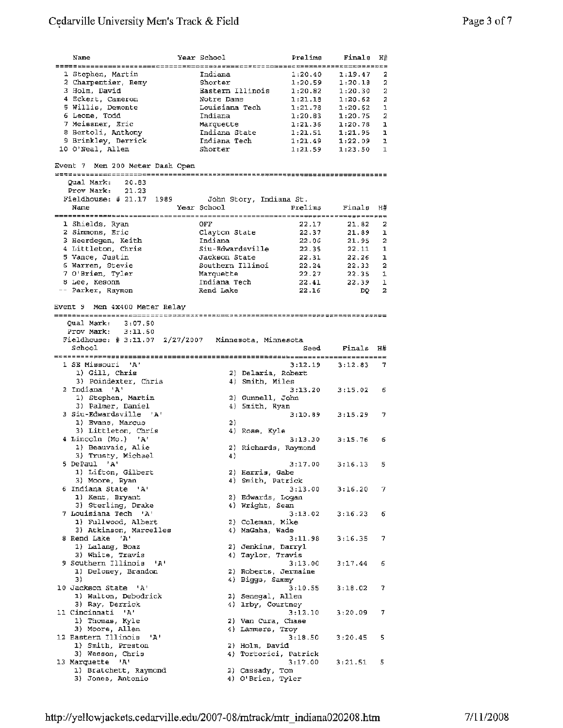| Name | Year | School | Prelims | Finals | H# |
|---|---|---|---|---|---|
| 1 Stephen, Martin | | Indiana | 1:20.40 | 1:19.47 | 2 |
| 2 Charpentier, Remy | | Shorter | 1:20.59 | 1:20.18 | 2 |
| 3 Holm, David | | Eastern Illinois | 1:20.82 | 1:20.30 | 2 |
| 4 Eckert, Cameron | | Notre Dame | 1:21.18 | 1:20.62 | 2 |
| 5 Willis, Demonte | | Louisiana Tech | 1:21.78 | 1:20.62 | 1 |
| 6 Leone, Todd | | Indiana | 1:20.83 | 1:20.75 | 2 |
| 7 Meissner, Eric | | Marquette | 1:21.36 | 1:20.78 | 1 |
| 8 Bertoli, Anthony | | Indiana State | 1:21.51 | 1:21.95 | 1 |
| 9 Brinkley, Derrick | | Indiana Tech | 1:21.49 | 1:22.09 | 1 |
| 10 O'Neal, Allen | | Shorter | 1:21.59 | 1:23.50 | 1 |

## Event 7 Men 200 Meter Dash Open

Qual Mark: 20.83
Prov Mark: 21.23
Fieldhouse: # 21.17 1989 John Story, Indiana St.

| Name | Year | School | Prelims | Finals | H# |
|---|---|---|---|---|---|
| 1 Shields, Ryan | | OFF | 22.17 | 21.82 | 2 |
| 2 Simmons, Eric | | Clayton State | 22.37 | 21.89 | 1 |
| 3 Heerdegen, Keith | | Indiana | 22.06 | 21.95 | 2 |
| 4 Littleton, Chris | | Siu-Edwardsville | 22.35 | 22.11 | 1 |
| 5 Vance, Justin | | Jackson State | 22.31 | 22.26 | 1 |
| 6 Warren, Stevie | | Southern Illinoi | 22.24 | 22.33 | 2 |
| 7 O'Brien, Tyler | | Marquette | 22.27 | 22.35 | 1 |
| 8 Lee, Kesonn | | Indiana Tech | 22.41 | 22.39 | 1 |
| -- Parker, Raymon | | Rend Lake | 22.16 | DQ | 2 |

## Event 9 Men 4x400 Meter Relay

Qual Mark: 3:07.50
Prov Mark: 3:11.60
Fieldhouse: # 3:11.07 2/27/2007 Minnesota, Minnesota

| School | Seed | Finals | H# |
|---|---|---|---|
| 1 SE Missouri 'A' | 3:12.19 | 3:12.83 | 7 |
| 1) Gill, Chris; 2) Delaria, Robert; 3) Poindexter, Chris; 4) Smith, Miles | | | |
| 2 Indiana 'A' | 3:13.20 | 3:15.02 | 6 |
| 1) Stephen, Martin; 2) Gunnell, John; 3) Palmer, Daniel; 4) Smith, Ryan | | | |
| 3 Siu-Edwardsville 'A' | 3:10.89 | 3:15.29 | 7 |
| 1) Evans, Marcus; 2); 3) Littleton, Chris; 4) Rose, Kyle | | | |
| 4 Lincoln (Mo.) 'A' | 3:13.30 | 3:15.76 | 6 |
| 1) Beauvais, Alie; 2) Richards, Raymond; 3) Trusty, Michael; 4) | | | |
| 5 DePaul 'A' | 3:17.00 | 3:16.13 | 5 |
| 1) Lifton, Gilbert; 2) Harris, Gabe; 3) Moore, Ryan; 4) Smith, Patrick | | | |
| 6 Indiana State 'A' | 3:13.00 | 3:16.20 | 7 |
| 1) Kent, Bryant; 2) Edwards, Logan; 3) Sterling, Drake; 4) Wright, Sean | | | |
| 7 Louisiana Tech 'A' | 3:13.02 | 3:16.23 | 6 |
| 1) Fullwood, Albert; 2) Coleman, Mike; 3) Atkinson, Marcelles; 4) MaGaha, Wade | | | |
| 8 Rend Lake 'A' | 3:11.98 | 3:16.35 | 7 |
| 1) Lalang, Boaz; 2) Jenkins, Darryl; 3) White, Travis; 4) Taylor, Travis | | | |
| 9 Southern Illinois 'A' | 3:13.00 | 3:17.44 | 6 |
| 1) Deloney, Brandon; 2) Roberts, Jermaine; 3); 4) Biggs, Sammy | | | |
| 10 Jackson State 'A' | 3:10.55 | 3:18.02 | 7 |
| 1) Walton, Debodrick; 2) Senegal, Allen; 3) Ray, Derrick; 4) Irby, Courtney | | | |
| 11 Cincinnati 'A' | 3:12.10 | 3:20.09 | 7 |
| 1) Thomas, Kyle; 2) Van Cura, Chase; 3) Moore, Allen; 4) Lammers, Troy | | | |
| 12 Eastern Illinois 'A' | 3:18.50 | 3:20.45 | 5 |
| 1) Smith, Preston; 2) Holm, David; 3) Wesson, Chris; 4) Tortorici, Patrick | | | |
| 13 Marquette 'A' | 3:17.00 | 3:21.51 | 5 |
| 1) Bratchett, Raymond; 2) Cassady, Tom; 3) Jones, Antonio; 4) O'Brien, Tyler | | | |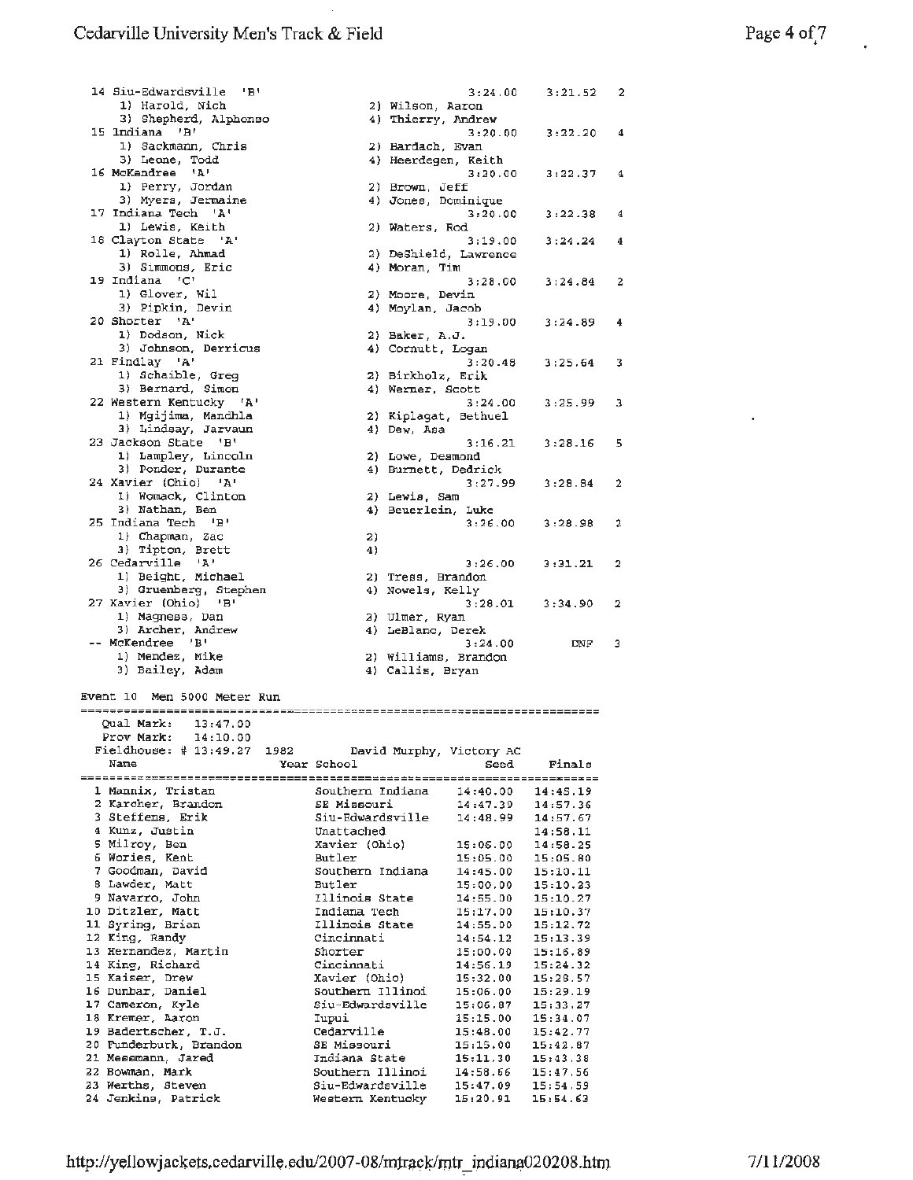| Place | Team | Seed | Finals | H# |
|---|---|---|---|---|
| 14 | Siu-Edwardsville 'B' | 3:24.00 | 3:21.52 | 2 |
| | 1) Harold, Nich; 2) Wilson, Aaron; 3) Shepherd, Alphonso; 4) Thierry, Andrew | | | |
| 15 | Indiana 'B' | 3:20.00 | 3:22.20 | 4 |
| | 1) Sackmann, Chris; 2) Bardach, Evan; 3) Leone, Todd; 4) Heerdegen, Keith | | | |
| 16 | McKendree 'A' | 3:20.00 | 3:22.37 | 4 |
| | 1) Perry, Jordan; 2) Brown, Jeff; 3) Myers, Jermaine; 4) Jones, Dominique | | | |
| 17 | Indiana Tech 'A' | 3:20.00 | 3:22.38 | 4 |
| | 1) Lewis, Keith; 2) Waters, Rod | | | |
| 18 | Clayton State 'A' | 3:19.00 | 3:24.24 | 4 |
| | 1) Rolle, Ahmad; 2) DeShield, Lawrence; 3) Simmons, Eric; 4) Moran, Tim | | | |
| 19 | Indiana 'C' | 3:28.00 | 3:24.84 | 2 |
| | 1) Glover, Wil; 2) Moore, Devin; 3) Pipkin, Devin; 4) Moylan, Jacob | | | |
| 20 | Shorter 'A' | 3:19.00 | 3:24.89 | 4 |
| | 1) Dodson, Nick; 2) Baker, A.J.; 3) Johnson, Derricus; 4) Cornutt, Logan | | | |
| 21 | Findlay 'A' | 3:20.48 | 3:25.64 | 3 |
| | 1) Schaible, Greg; 2) Birkholz, Erik; 3) Bernard, Simon; 4) Werner, Scott | | | |
| 22 | Western Kentucky 'A' | 3:24.00 | 3:25.99 | 3 |
| | 1) Mgijima, Mandhla; 2) Kiplagat, Bethuel; 3) Lindsay, Jarvaun; 4) Dew, Asa | | | |
| 23 | Jackson State 'B' | 3:16.21 | 3:28.16 | 5 |
| | 1) Lampley, Lincoln; 2) Lowe, Desmond; 3) Ponder, Durante; 4) Burnett, Dedrick | | | |
| 24 | Xavier (Ohio) 'A' | 3:27.99 | 3:28.84 | 2 |
| | 1) Womack, Clinton; 2) Lewis, Sam; 3) Nathan, Ben; 4) Beuerlein, Luke | | | |
| 25 | Indiana Tech 'B' | 3:26.00 | 3:28.98 | 2 |
| | 1) Chapman, Zac; 2); 3) Tipton, Brett; 4) | | | |
| 26 | Cedarville 'A' | 3:26.00 | 3:31.21 | 2 |
| | 1) Beight, Michael; 2) Tress, Brandon; 3) Gruenberg, Stephen; 4) Nowels, Kelly | | | |
| 27 | Xavier (Ohio) 'B' | 3:28.01 | 3:34.90 | 2 |
| | 1) Magness, Dan; 2) Ulmer, Ryan; 3) Archer, Andrew; 4) LeBlanc, Derek | | | |
| -- | McKendree 'B' | 3:24.00 | DNF | 3 |
| | 1) Mendez, Mike; 2) Williams, Brandon; 3) Bailey, Adam; 4) Callis, Bryan | | | |

## Event 10 Men 5000 Meter Run

Qual Mark: 13:47.00
Prov Mark: 14:10.00
Fieldhouse: # 13:49.27 1982 David Murphy, Victory AC

| Place | Name | Year | School | Seed | Finals |
|---|---|---|---|---|---|
| 1 | Mannix, Tristan | | Southern Indiana | 14:40.00 | 14:45.19 |
| 2 | Karcher, Brandon | | SE Missouri | 14:47.39 | 14:57.36 |
| 3 | Steffens, Erik | | Siu-Edwardsville | 14:48.99 | 14:57.67 |
| 4 | Kunz, Justin | | Unattached | | 14:58.11 |
| 5 | Milroy, Ben | | Xavier (Ohio) | 15:06.00 | 14:58.25 |
| 6 | Wories, Kent | | Butler | 15:05.00 | 15:05.80 |
| 7 | Goodman, David | | Southern Indiana | 14:45.00 | 15:10.11 |
| 8 | Lawder, Matt | | Butler | 15:00.00 | 15:10.23 |
| 9 | Navarro, John | | Illinois State | 14:55.00 | 15:10.27 |
| 10 | Ditzler, Matt | | Indiana Tech | 15:17.00 | 15:10.37 |
| 11 | Syring, Brian | | Illinois State | 14:55.00 | 15:12.72 |
| 12 | King, Randy | | Cincinnati | 14:54.12 | 15:13.39 |
| 13 | Hernandez, Martin | | Shorter | 15:00.00 | 15:16.89 |
| 14 | King, Richard | | Cincinnati | 14:56.19 | 15:24.32 |
| 15 | Kaiser, Drew | | Xavier (Ohio) | 15:32.00 | 15:28.57 |
| 16 | Dunbar, Daniel | | Southern Illinoi | 15:06.00 | 15:29.19 |
| 17 | Cameron, Kyle | | Siu-Edwardsville | 15:06.87 | 15:33.27 |
| 18 | Kremer, Aaron | | Iupui | 15:15.00 | 15:34.07 |
| 19 | Badertscher, T.J. | | Cedarville | 15:48.00 | 15:42.77 |
| 20 | Funderburk, Brandon | | SE Missouri | 15:15.00 | 15:42.87 |
| 21 | Messmann, Jared | | Indiana State | 15:11.30 | 15:43.38 |
| 22 | Bowman, Mark | | Southern Illinoi | 14:58.66 | 15:47.56 |
| 23 | Werths, Steven | | Siu-Edwardsville | 15:47.09 | 15:54.59 |
| 24 | Jenkins, Patrick | | Western Kentucky | 15:20.91 | 15:54.63 |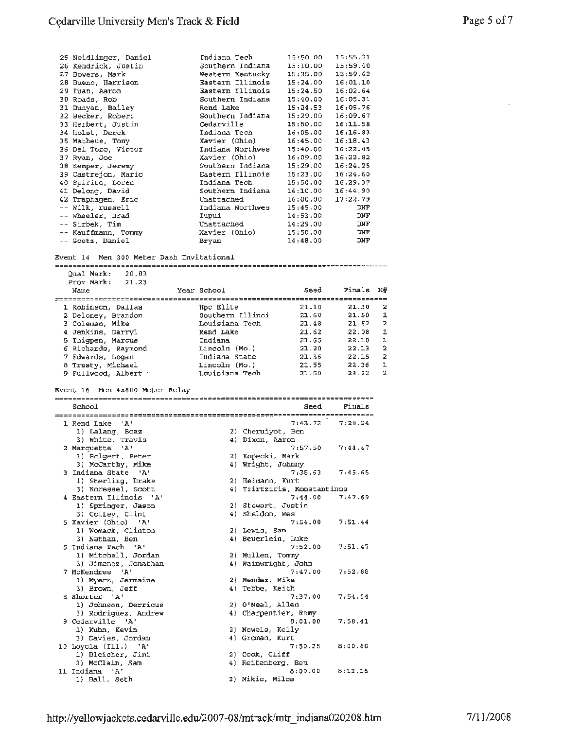| Place | Name | School | Seed | Finals |
|---|---|---|---|---|
| 25 | Neidlinger, Daniel | Indiana Tech | 15:50.00 | 15:55.21 |
| 26 | Kendrick, Justin | Southern Indiana | 15:10.00 | 15:59.00 |
| 27 | Bowers, Mark | Western Kentucky | 15:35.00 | 15:59.62 |
| 28 | Bueno, Harrison | Eastern Illinois | 15:24.00 | 16:01.10 |
| 29 | Iuan, Aaron | Eastern Illinois | 15:24.50 | 16:02.64 |
| 30 | Roads, Rob | Southern Indiana | 15:40.00 | 16:05.31 |
| 31 | Bunyan, Bailey | Rend Lake | 15:24.53 | 16:05.76 |
| 32 | Becker, Robert | Southern Indiana | 15:29.00 | 16:09.67 |
| 33 | Herbert, Justin | Cedarville | 15:50.00 | 16:11.58 |
| 34 | Holst, Derek | Indiana Tech | 16:05.00 | 16:16.83 |
| 35 | Matheus, Tony | Xavier (Ohio) | 16:45.00 | 16:18.43 |
| 36 | Del Toro, Victor | Indiana Northwes | 15:40.00 | 16:22.05 |
| 37 | Ryan, Joe | Xavier (Ohio) | 16:09.00 | 16:22.82 |
| 38 | Kemper, Jeremy | Southern Indiana | 15:29.00 | 16:24.25 |
| 39 | Castrejon, Mario | Eastern Illinois | 15:23.00 | 16:24.60 |
| 40 | Spirito, Loren | Indiana Tech | 15:50.00 | 16:29.37 |
| 41 | Delong, David | Southern Indiana | 16:10.00 | 16:44.90 |
| 42 | Traphagen, Eric | Unattached | 16:00.00 | 17:22.79 |
| -- | Wilk, russell | Indiana Northwes | 15:45.00 | DNF |
| -- | Wheeler, Brad | Iupui | 14:53.00 | DNF |
| -- | Sirbek, Tim | Unattached | 14:29.00 | DNF |
| -- | Kauffmann, Tommy | Xavier (Ohio) | 15:50.00 | DNF |
| -- | Goetz, Daniel | Bryan | 14:48.00 | DNF |

## Event 14 Men 200 Meter Dash Invitational

Qual Mark: 20.83
Prov Mark: 21.23

| Place | Name | Year | School | Seed | Finals | H# |
|---|---|---|---|---|---|---|
| 1 | Robinson, Dallas | | Hpc Elite | 21.10 | 21.30 | 2 |
| 2 | Deloney, Brandon | | Southern Illinoi | 21.60 | 21.50 | 1 |
| 3 | Coleman, Mike | | Louisiana Tech | 21.48 | 21.62 | 2 |
| 4 | Jenkins, Darryl | | Rend Lake | 21.62 | 22.08 | 1 |
| 5 | Thigpen, Marcus | | Indiana | 21.65 | 22.10 | 1 |
| 6 | Richards, Raymond | | Lincoln (Mo.) | 21.20 | 22.13 | 2 |
| 7 | Edwards, Logan | | Indiana State | 21.36 | 22.15 | 2 |
| 8 | Trusty, Michael | | Lincoln (Mo.) | 21.55 | 22.36 | 1 |
| 9 | Fullwood, Albert | | Louisiana Tech | 21.50 | 23.22 | 2 |

## Event 16 Men 4x800 Meter Relay

| Place | School | Seed | Finals |
|---|---|---|---|
| 1 | Rend Lake 'A' | 7:43.72 | 7:28.54 |
| | 1) Lalang, Boaz 2) Cheruiyot, Ben 3) White, Travis 4) Dixon, Aaron | | |
| 2 | Marquette 'A' | 7:57.50 | 7:44.47 |
| | 1) Bolgert, Peter 2) Kopecki, Mark 3) McCarthy, Mike 4) Wright, Johnny | | |
| 3 | Indiana State 'A' | 7:38.63 | 7:45.65 |
| | 1) Sterling, Drake 2) Heimann, Kurt 3) Koressel, Scott 4) Tzirtziris, Konstantinos | | |
| 4 | Eastern Illinois 'A' | 7:44.00 | 7:47.69 |
| | 1) Springer, Jason 2) Stewart, Justin 3) Coffey, Clint 4) Sheldon, Wes | | |
| 5 | Xavier (Ohio) 'A' | 7:54.00 | 7:51.44 |
| | 1) Womack, Clinton 2) Lewis, Sam 3) Nathan, Ben 4) Beuerlein, Luke | | |
| 6 | Indiana Tech 'A' | 7:52.00 | 7:51.47 |
| | 1) Mitchell, Jordan 2) Mullen, Tommy 3) Jimenez, Jonathan 4) Wainwright, John | | |
| 7 | McKendree 'A' | 7:47.00 | 7:52.88 |
| | 1) Myers, Jermaine 2) Mendez, Mike 3) Brown, Jeff 4) Tebbe, Keith | | |
| 8 | Shorter 'A' | 7:37.00 | 7:54.54 |
| | 1) Johnson, Derricus 2) O'Neal, Allen 3) Rodriguez, Andrew 4) Charpentier, Remy | | |
| 9 | Cedarville 'A' | 8:01.00 | 7:58.41 |
| | 1) Kuhn, Kevin 2) Nowels, Kelly 3) Davies, Jordan 4) Groman, Kurt | | |
| 10 | Loyola (Ill.) 'A' | 7:50.25 | 8:00.80 |
| | 1) Bleicher, Jimi 2) Cook, Cliff 3) McClain, Sam 4) Reifenberg, Ben | | |
| 11 | Indiana 'A' | 8:00.00 | 8:12.16 |
| | 1) Ball, Seth 2) Mikic, Milos | | |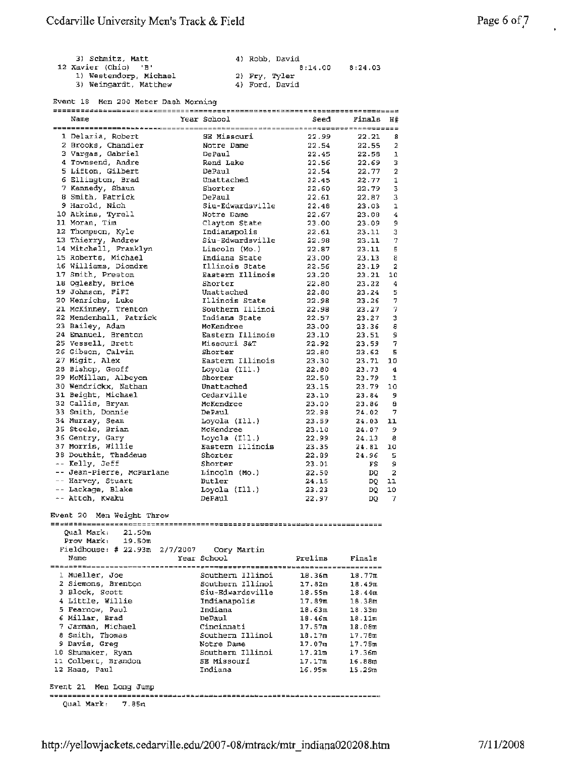3) Schmitz, Matt 4) Robb, David

12 Xavier (Ohio) 'B' 8:14.00 8:24.03

1) Westendorp, Michael 2) Fry, Tyler

3) Weingardt, Matthew 4) Ford, David

### Event 18 Men 200 Meter Dash Morning

| Name | Year School | Seed | Finals | H# |
|---|---|---|---|---|
| 1 Delaria, Robert | SE Missouri | 22.99 | 22.21 | 8 |
| 2 Brooks, Chandler | Notre Dame | 22.54 | 22.55 | 2 |
| 3 Vargas, Gabriel | DePaul | 22.45 | 22.58 | 1 |
| 4 Townsend, Andre | Rend Lake | 22.56 | 22.69 | 3 |
| 5 Lifton, Gilbert | DePaul | 22.54 | 22.77 | 2 |
| 6 Ellington, Brad | Unattached | 22.45 | 22.77 | 1 |
| 7 Kennedy, Shaun | Shorter | 22.60 | 22.79 | 3 |
| 8 Smith, Patrick | DePaul | 22.61 | 22.87 | 3 |
| 9 Harold, Nich | Siu-Edwardsville | 22.48 | 23.03 | 1 |
| 10 Atkins, Tyrell | Notre Dame | 22.67 | 23.08 | 4 |
| 11 Moran, Tim | Clayton State | 23.00 | 23.09 | 9 |
| 12 Thompson, Kyle | Indianapolis | 22.61 | 23.11 | 3 |
| 13 Thierry, Andrew | Siu-Edwardsville | 22.98 | 23.11 | 7 |
| 14 Mitchell, Franklyn | Lincoln (Mo.) | 22.87 | 23.11 | 5 |
| 15 Roberts, Michael | Indiana State | 23.00 | 23.13 | 8 |
| 16 Williams, Diondre | Illinois State | 22.56 | 23.19 | 2 |
| 17 Smith, Preston | Eastern Illinois | 23.20 | 23.21 | 10 |
| 18 Oglesby, Brice | Shorter | 22.80 | 23.22 | 4 |
| 19 Johnson, FiFI | Unattached | 22.80 | 23.24 | 5 |
| 20 Henrichs, Luke | Illinois State | 22.98 | 23.26 | 7 |
| 21 McKinney, Trenton | Southern Illinoi | 22.98 | 23.27 | 7 |
| 22 Mendenhall, Patrick | Indiana State | 22.57 | 23.27 | 3 |
| 23 Bailey, Adam | McKendree | 23.00 | 23.36 | 8 |
| 24 Emanuel, Brenton | Eastern Illinois | 23.10 | 23.51 | 9 |
| 25 Vessell, Brett | Missouri S&T | 22.92 | 23.59 | 7 |
| 26 Gibson, Calvin | Shorter | 22.80 | 23.62 | 5 |
| 27 Migit, Alex | Eastern Illinois | 23.30 | 23.71 | 10 |
| 28 Bishop, Geoff | Loyola (Ill.) | 22.80 | 23.73 | 4 |
| 29 McMillan, Albeyon | Shorter | 22.50 | 23.79 | 1 |
| 30 Wendrickx, Nathan | Unattached | 23.15 | 23.79 | 10 |
| 31 Beight, Michael | Cedarville | 23.10 | 23.84 | 9 |
| 32 Callis, Bryan | McKendree | 23.00 | 23.86 | 8 |
| 33 Smith, Donnie | DePaul | 22.98 | 24.02 | 7 |
| 34 Murray, Sean | Loyola (Ill.) | 23.59 | 24.03 | 11 |
| 35 Steele, Brian | McKendree | 23.10 | 24.07 | 9 |
| 36 Gentry, Gary | Loyola (Ill.) | 22.99 | 24.13 | 8 |
| 37 Morris, Willie | Eastern Illinois | 23.35 | 24.81 | 10 |
| 38 Douthit, Thaddeus | Shorter | 22.89 | 24.96 | 5 |
| -- Kelly, Jeff | Shorter | 23.01 | FS | 9 |
| -- Jean-Pierre, McFarlane | Lincoln (Mo.) | 22.50 | DQ | 2 |
| -- Harvey, Stuart | Butler | 24.15 | DQ | 11 |
| -- Lackage, Blake | Loyola (Ill.) | 23.23 | DQ | 10 |
| -- Attoh, Kwaku | DePaul | 22.97 | DQ | 7 |

### Event 20 Men Weight Throw

Qual Mark: 21.50m
Prov Mark: 19.50m
Fieldhouse: # 22.93m 2/7/2007 Cory Martin

| Name | Year School | Prelims | Finals |
|---|---|---|---|
| 1 Mueller, Joe | Southern Illinoi | 18.36m | 18.77m |
| 2 Siemons, Brenton | Southern Illinoi | 17.82m | 18.49m |
| 3 Block, Scott | Siu-Edwardsville | 18.55m | 18.44m |
| 4 Little, Willie | Indianapolis | 17.89m | 18.38m |
| 5 Fearnow, Paul | Indiana | 18.63m | 18.33m |
| 6 Millar, Brad | DePaul | 18.46m | 18.11m |
| 7 Jarman, Michael | Cincinnati | 17.57m | 18.08m |
| 8 Smith, Thomas | Southern Illinoi | 18.17m | 17.78m |
| 9 Davis, Greg | Notre Dame | 17.07m | 17.75m |
| 10 Shumaker, Ryan | Southern Illinoi | 17.21m | 17.36m |
| 11 Colbert, Brandon | SE Missouri | 17.17m | 16.88m |
| 12 Haas, Paul | Indiana | 16.95m | 15.29m |

### Event 21 Men Long Jump

Qual Mark: 7.85m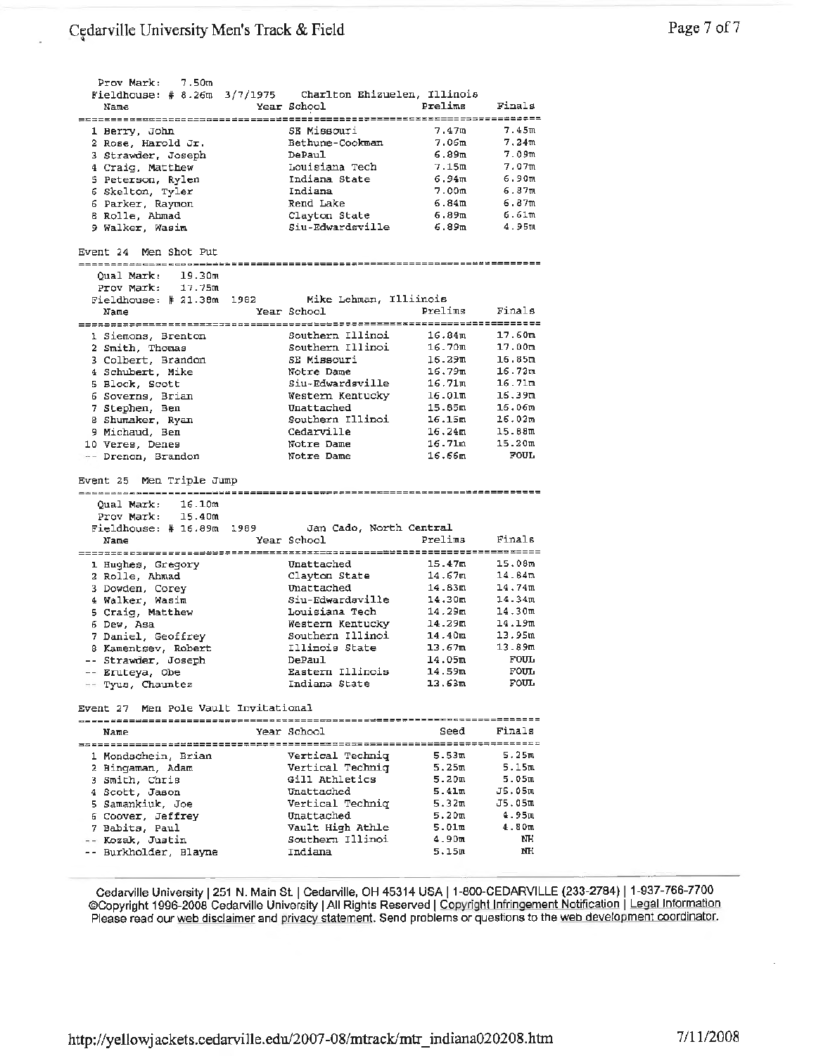Prov Mark: 7.50m
Fieldhouse: # 8.26m 3/7/1975 Charlton Ehizuelen, Illinois

| Name | Year School | Prelims | Finals |
|---|---|---|---|
| 1 Berry, John | SE Missouri | 7.47m | 7.45m |
| 2 Rose, Harold Jr. | Bethune-Cookman | 7.06m | 7.24m |
| 3 Strawder, Joseph | DePaul | 6.89m | 7.09m |
| 4 Craig, Matthew | Louisiana Tech | 7.15m | 7.07m |
| 5 Peterson, Rylen | Indiana State | 6.94m | 6.90m |
| 6 Skelton, Tyler | Indiana | 7.00m | 6.87m |
| 6 Parker, Raymon | Rend Lake | 6.84m | 6.87m |
| 8 Rolle, Ahmad | Clayton State | 6.89m | 6.61m |
| 9 Walker, Wasim | Siu-Edwardsville | 6.89m | 4.95m |

Event 24 Men Shot Put

Qual Mark: 19.30m
Prov Mark: 17.75m
Fieldhouse: # 21.38m 1982 Mike Lehman, Illiinois

| Name | Year School | Prelims | Finals |
|---|---|---|---|
| 1 Siemons, Brenton | Southern Illinoi | 16.84m | 17.60m |
| 2 Smith, Thomas | Southern Illinoi | 16.70m | 17.00m |
| 3 Colbert, Brandon | SE Missouri | 16.29m | 16.85m |
| 4 Schubert, Mike | Notre Dame | 16.79m | 16.72m |
| 5 Block, Scott | Siu-Edwardsville | 16.71m | 16.71m |
| 6 Soverns, Brian | Western Kentucky | 16.01m | 16.39m |
| 7 Stephen, Ben | Unattached | 15.85m | 16.06m |
| 8 Shumaker, Ryan | Southern Illinoi | 16.15m | 16.02m |
| 9 Michaud, Ben | Cedarville | 16.24m | 15.88m |
| 10 Veres, Denes | Notre Dame | 16.71m | 15.20m |
| -- Drenon, Brandon | Notre Dame | 16.66m | FOUL |

Event 25 Men Triple Jump

Qual Mark: 16.10m
Prov Mark: 15.40m
Fieldhouse: # 16.89m 1989 Jan Cado, North Central

| Name | Year School | Prelims | Finals |
|---|---|---|---|
| 1 Hughes, Gregory | Unattached | 15.47m | 15.08m |
| 2 Rolle, Ahmad | Clayton State | 14.67m | 14.84m |
| 3 Dowden, Corey | Unattached | 14.83m | 14.74m |
| 4 Walker, Wasim | Siu-Edwardsville | 14.30m | 14.34m |
| 5 Craig, Matthew | Louisiana Tech | 14.29m | 14.30m |
| 6 Dew, Asa | Western Kentucky | 14.29m | 14.19m |
| 7 Daniel, Geoffrey | Southern Illinoi | 14.40m | 13.95m |
| 8 Kamentsev, Robert | Illinois State | 13.67m | 13.89m |
| -- Strawder, Joseph | DePaul | 14.05m | FOUL |
| -- Eruteya, Obe | Eastern Illinois | 14.59m | FOUL |
| -- Tyus, Chauntez | Indiana State | 13.63m | FOUL |

Event 27 Men Pole Vault Invitational

| Name | Year School | Seed | Finals |
|---|---|---|---|
| 1 Mondschein, Brian | Vertical Techniq | 5.53m | 5.25m |
| 2 Bingaman, Adam | Vertical Techniq | 5.25m | 5.15m |
| 3 Smith, Chris | Gill Athletics | 5.20m | 5.05m |
| 4 Scott, Jason | Unattached | 5.41m | J5.05m |
| 5 Samankiuk, Joe | Vertical Techniq | 5.32m | J5.05m |
| 6 Coover, Jeffrey | Unattached | 5.20m | 4.95m |
| 7 Babits, Paul | Vault High Athle | 5.01m | 4.80m |
| -- Kozak, Justin | Southern Illinoi | 4.90m | NH |
| -- Burkholder, Blayne | Indiana | 5.15m | NH |

Cedarville University | 251 N. Main St. | Cedarville, OH 45314 USA | 1-800-CEDARVILLE (233-2784) | 1-937-766-7700
©Copyright 1996-2008 Cedarville University | All Rights Reserved | Copyright Infringement Notification | Legal Information
Please read our web disclaimer and privacy statement. Send problems or questions to the web development coordinator.